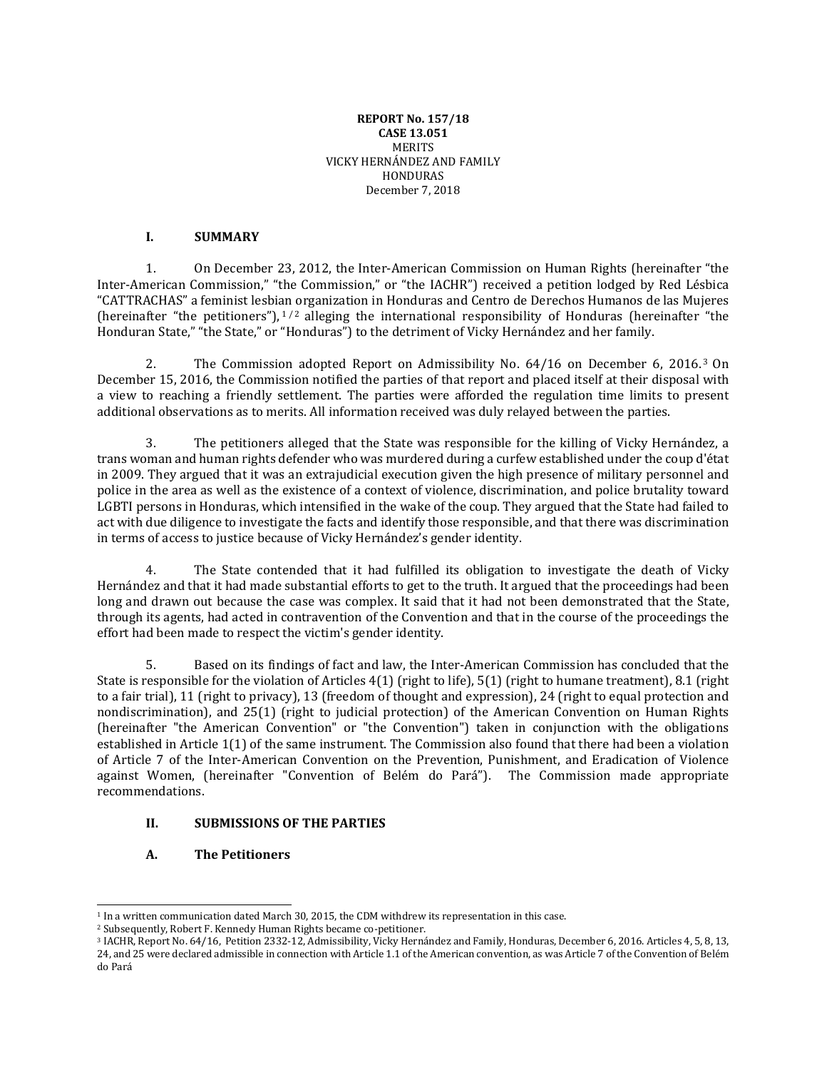**REPORT No. 157/18**
**CASE 13.051**
MERITS
VICKY HERNÁNDEZ AND FAMILY
HONDURAS
December 7, 2018

## I. SUMMARY

1. On December 23, 2012, the Inter-American Commission on Human Rights (hereinafter "the Inter-American Commission," "the Commission," or "the IACHR") received a petition lodged by Red Lésbica "CATTRACHAS" a feminist lesbian organization in Honduras and Centro de Derechos Humanos de las Mujeres (hereinafter "the petitioners"),[1 / 2] alleging the international responsibility of Honduras (hereinafter "the Honduran State," "the State," or "Honduras") to the detriment of Vicky Hernández and her family.

2. The Commission adopted Report on Admissibility No. 64/16 on December 6, 2016.[3] On December 15, 2016, the Commission notified the parties of that report and placed itself at their disposal with a view to reaching a friendly settlement. The parties were afforded the regulation time limits to present additional observations as to merits. All information received was duly relayed between the parties.

3. The petitioners alleged that the State was responsible for the killing of Vicky Hernández, a trans woman and human rights defender who was murdered during a curfew established under the coup d'état in 2009. They argued that it was an extrajudicial execution given the high presence of military personnel and police in the area as well as the existence of a context of violence, discrimination, and police brutality toward LGBTI persons in Honduras, which intensified in the wake of the coup. They argued that the State had failed to act with due diligence to investigate the facts and identify those responsible, and that there was discrimination in terms of access to justice because of Vicky Hernández's gender identity.

4. The State contended that it had fulfilled its obligation to investigate the death of Vicky Hernández and that it had made substantial efforts to get to the truth. It argued that the proceedings had been long and drawn out because the case was complex. It said that it had not been demonstrated that the State, through its agents, had acted in contravention of the Convention and that in the course of the proceedings the effort had been made to respect the victim's gender identity.

5. Based on its findings of fact and law, the Inter-American Commission has concluded that the State is responsible for the violation of Articles 4(1) (right to life), 5(1) (right to humane treatment), 8.1 (right to a fair trial), 11 (right to privacy), 13 (freedom of thought and expression), 24 (right to equal protection and nondiscrimination), and 25(1) (right to judicial protection) of the American Convention on Human Rights (hereinafter "the American Convention" or "the Convention") taken in conjunction with the obligations established in Article 1(1) of the same instrument. The Commission also found that there had been a violation of Article 7 of the Inter-American Convention on the Prevention, Punishment, and Eradication of Violence against Women, (hereinafter "Convention of Belém do Pará"). The Commission made appropriate recommendations.

## II. SUBMISSIONS OF THE PARTIES

### A. The Petitioners

---

[1] In a written communication dated March 30, 2015, the CDM withdrew its representation in this case.

[2] Subsequently, Robert F. Kennedy Human Rights became co-petitioner.

[3] IACHR, Report No. 64/16, Petition 2332-12, Admissibility, Vicky Hernández and Family, Honduras, December 6, 2016. Articles 4, 5, 8, 13, 24, and 25 were declared admissible in connection with Article 1.1 of the American convention, as was Article 7 of the Convention of Belém do Pará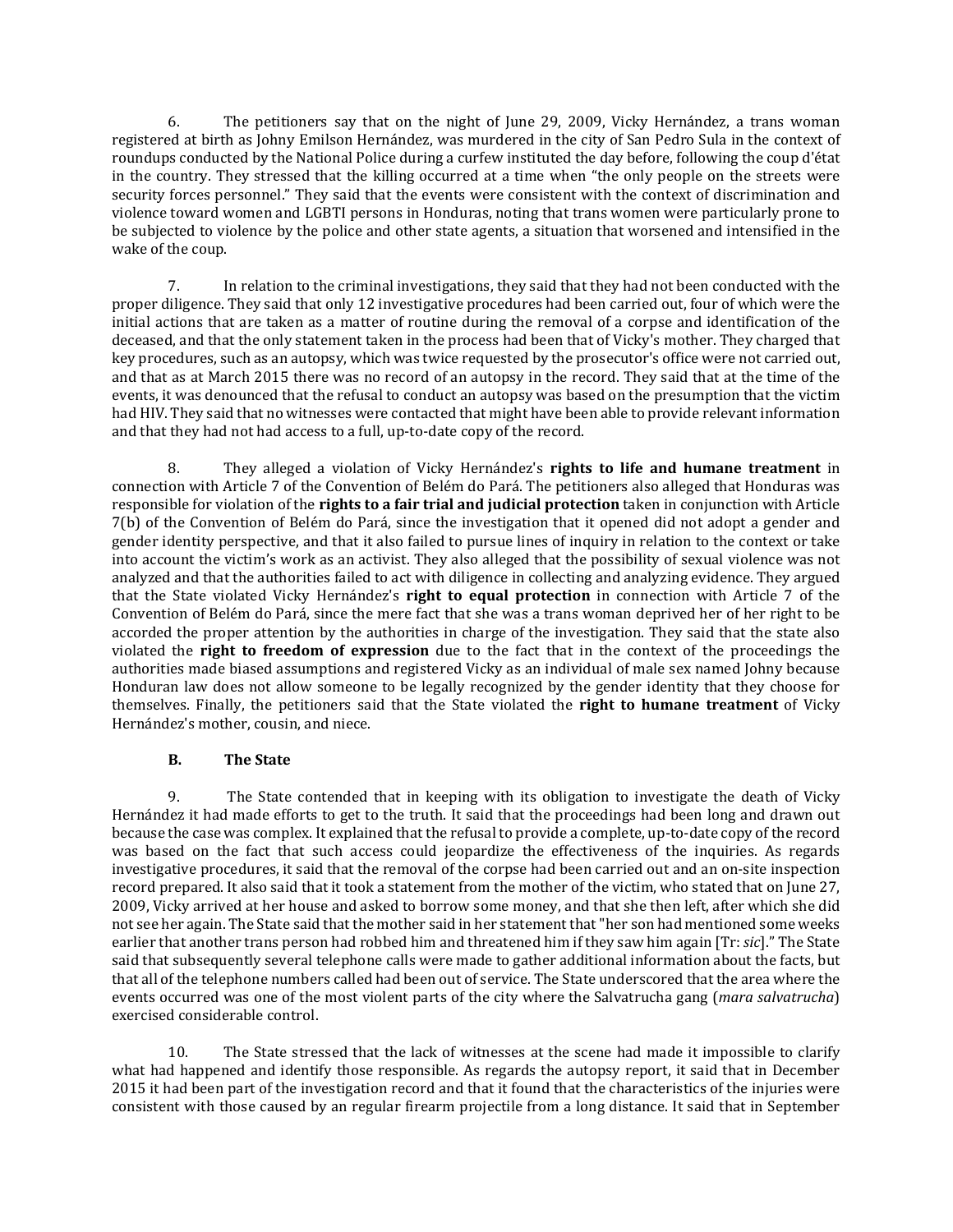6. The petitioners say that on the night of June 29, 2009, Vicky Hernández, a trans woman registered at birth as Johny Emilson Hernández, was murdered in the city of San Pedro Sula in the context of roundups conducted by the National Police during a curfew instituted the day before, following the coup d'état in the country. They stressed that the killing occurred at a time when "the only people on the streets were security forces personnel." They said that the events were consistent with the context of discrimination and violence toward women and LGBTI persons in Honduras, noting that trans women were particularly prone to be subjected to violence by the police and other state agents, a situation that worsened and intensified in the wake of the coup.

7. In relation to the criminal investigations, they said that they had not been conducted with the proper diligence. They said that only 12 investigative procedures had been carried out, four of which were the initial actions that are taken as a matter of routine during the removal of a corpse and identification of the deceased, and that the only statement taken in the process had been that of Vicky's mother. They charged that key procedures, such as an autopsy, which was twice requested by the prosecutor's office were not carried out, and that as at March 2015 there was no record of an autopsy in the record. They said that at the time of the events, it was denounced that the refusal to conduct an autopsy was based on the presumption that the victim had HIV. They said that no witnesses were contacted that might have been able to provide relevant information and that they had not had access to a full, up-to-date copy of the record.

8. They alleged a violation of Vicky Hernández's **rights to life and humane treatment** in connection with Article 7 of the Convention of Belém do Pará. The petitioners also alleged that Honduras was responsible for violation of the **rights to a fair trial and judicial protection** taken in conjunction with Article 7(b) of the Convention of Belém do Pará, since the investigation that it opened did not adopt a gender and gender identity perspective, and that it also failed to pursue lines of inquiry in relation to the context or take into account the victim's work as an activist. They also alleged that the possibility of sexual violence was not analyzed and that the authorities failed to act with diligence in collecting and analyzing evidence. They argued that the State violated Vicky Hernández's **right to equal protection** in connection with Article 7 of the Convention of Belém do Pará, since the mere fact that she was a trans woman deprived her of her right to be accorded the proper attention by the authorities in charge of the investigation. They said that the state also violated the **right to freedom of expression** due to the fact that in the context of the proceedings the authorities made biased assumptions and registered Vicky as an individual of male sex named Johny because Honduran law does not allow someone to be legally recognized by the gender identity that they choose for themselves. Finally, the petitioners said that the State violated the **right to humane treatment** of Vicky Hernández's mother, cousin, and niece.

### B. The State

9. The State contended that in keeping with its obligation to investigate the death of Vicky Hernández it had made efforts to get to the truth. It said that the proceedings had been long and drawn out because the case was complex. It explained that the refusal to provide a complete, up-to-date copy of the record was based on the fact that such access could jeopardize the effectiveness of the inquiries. As regards investigative procedures, it said that the removal of the corpse had been carried out and an on-site inspection record prepared. It also said that it took a statement from the mother of the victim, who stated that on June 27, 2009, Vicky arrived at her house and asked to borrow some money, and that she then left, after which she did not see her again. The State said that the mother said in her statement that "her son had mentioned some weeks earlier that another trans person had robbed him and threatened him if they saw him again [Tr: *sic*]." The State said that subsequently several telephone calls were made to gather additional information about the facts, but that all of the telephone numbers called had been out of service. The State underscored that the area where the events occurred was one of the most violent parts of the city where the Salvatrucha gang (*mara salvatrucha*) exercised considerable control.

10. The State stressed that the lack of witnesses at the scene had made it impossible to clarify what had happened and identify those responsible. As regards the autopsy report, it said that in December 2015 it had been part of the investigation record and that it found that the characteristics of the injuries were consistent with those caused by an regular firearm projectile from a long distance. It said that in September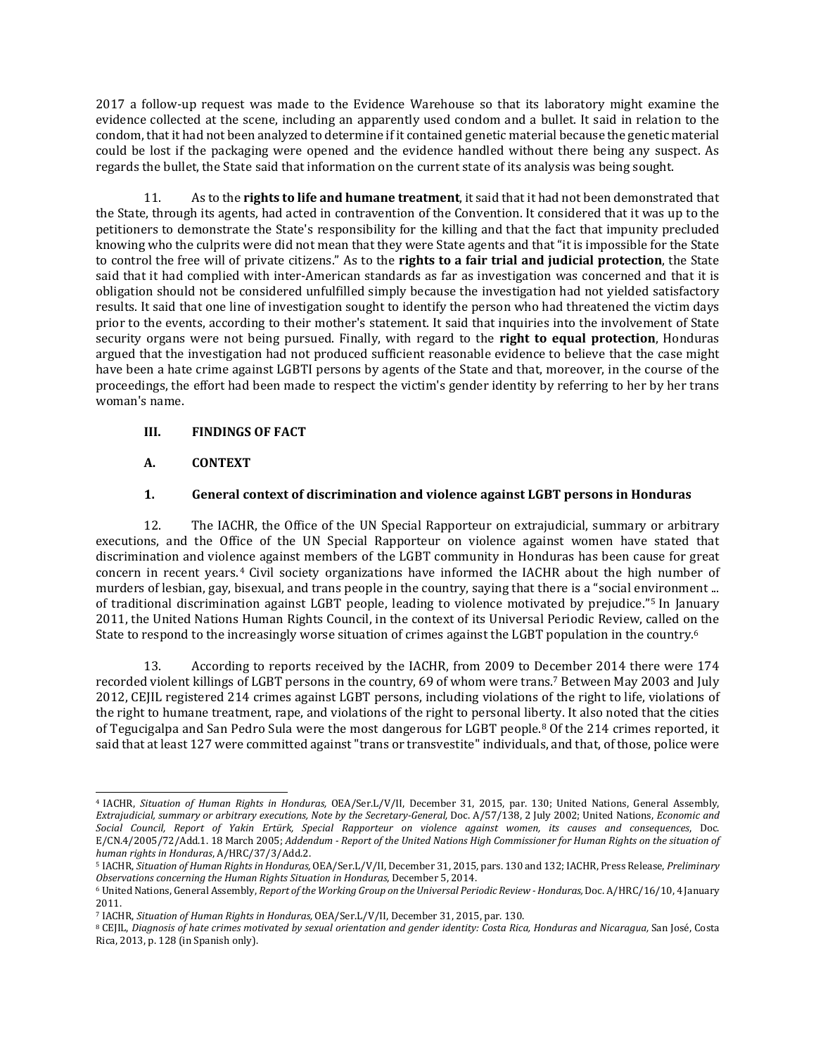2017 a follow-up request was made to the Evidence Warehouse so that its laboratory might examine the evidence collected at the scene, including an apparently used condom and a bullet. It said in relation to the condom, that it had not been analyzed to determine if it contained genetic material because the genetic material could be lost if the packaging were opened and the evidence handled without there being any suspect. As regards the bullet, the State said that information on the current state of its analysis was being sought.

11. As to the **rights to life and humane treatment**, it said that it had not been demonstrated that the State, through its agents, had acted in contravention of the Convention. It considered that it was up to the petitioners to demonstrate the State's responsibility for the killing and that the fact that impunity precluded knowing who the culprits were did not mean that they were State agents and that "it is impossible for the State to control the free will of private citizens." As to the **rights to a fair trial and judicial protection**, the State said that it had complied with inter-American standards as far as investigation was concerned and that it is obligation should not be considered unfulfilled simply because the investigation had not yielded satisfactory results. It said that one line of investigation sought to identify the person who had threatened the victim days prior to the events, according to their mother's statement. It said that inquiries into the involvement of State security organs were not being pursued. Finally, with regard to the **right to equal protection**, Honduras argued that the investigation had not produced sufficient reasonable evidence to believe that the case might have been a hate crime against LGBTI persons by agents of the State and that, moreover, in the course of the proceedings, the effort had been made to respect the victim's gender identity by referring to her by her trans woman's name.

## III. FINDINGS OF FACT

### A. CONTEXT

#### 1. General context of discrimination and violence against LGBT persons in Honduras

12. The IACHR, the Office of the UN Special Rapporteur on extrajudicial, summary or arbitrary executions, and the Office of the UN Special Rapporteur on violence against women have stated that discrimination and violence against members of the LGBT community in Honduras has been cause for great concern in recent years.[4] Civil society organizations have informed the IACHR about the high number of murders of lesbian, gay, bisexual, and trans people in the country, saying that there is a "social environment ... of traditional discrimination against LGBT people, leading to violence motivated by prejudice."[5] In January 2011, the United Nations Human Rights Council, in the context of its Universal Periodic Review, called on the State to respond to the increasingly worse situation of crimes against the LGBT population in the country.[6]

13. According to reports received by the IACHR, from 2009 to December 2014 there were 174 recorded violent killings of LGBT persons in the country, 69 of whom were trans.[7] Between May 2003 and July 2012, CEJIL registered 214 crimes against LGBT persons, including violations of the right to life, violations of the right to humane treatment, rape, and violations of the right to personal liberty. It also noted that the cities of Tegucigalpa and San Pedro Sula were the most dangerous for LGBT people.[8] Of the 214 crimes reported, it said that at least 127 were committed against "trans or transvestite" individuals, and that, of those, police were

---

[4] IACHR, *Situation of Human Rights in Honduras,* OEA/Ser.L/V/II, December 31, 2015, par. 130; United Nations, General Assembly, *Extrajudicial, summary or arbitrary executions, Note by the Secretary-General,* Doc. A/57/138, 2 July 2002; United Nations, *Economic and Social Council, Report of Yakin Ertürk, Special Rapporteur on violence against women, its causes and consequences*, Doc. E/CN.4/2005/72/Add.1. 18 March 2005; *Addendum - Report of the United Nations High Commissioner for Human Rights on the situation of human rights in Honduras*, A/HRC/37/3/Add.2.

[5] IACHR, *Situation of Human Rights in Honduras,* OEA/Ser.L/V/II, December 31, 2015, pars. 130 and 132; IACHR, Press Release, *Preliminary Observations concerning the Human Rights Situation in Honduras*, December 5, 2014.

[6] United Nations, General Assembly, *Report of the Working Group on the Universal Periodic Review - Honduras,* Doc. A/HRC/16/10, 4 January 2011.

[7] IACHR, *Situation of Human Rights in Honduras,* OEA/Ser.L/V/II, December 31, 2015, par. 130.

[8] CEJIL, *Diagnosis of hate crimes motivated by sexual orientation and gender identity: Costa Rica, Honduras and Nicaragua,* San José, Costa Rica, 2013, p. 128 (in Spanish only).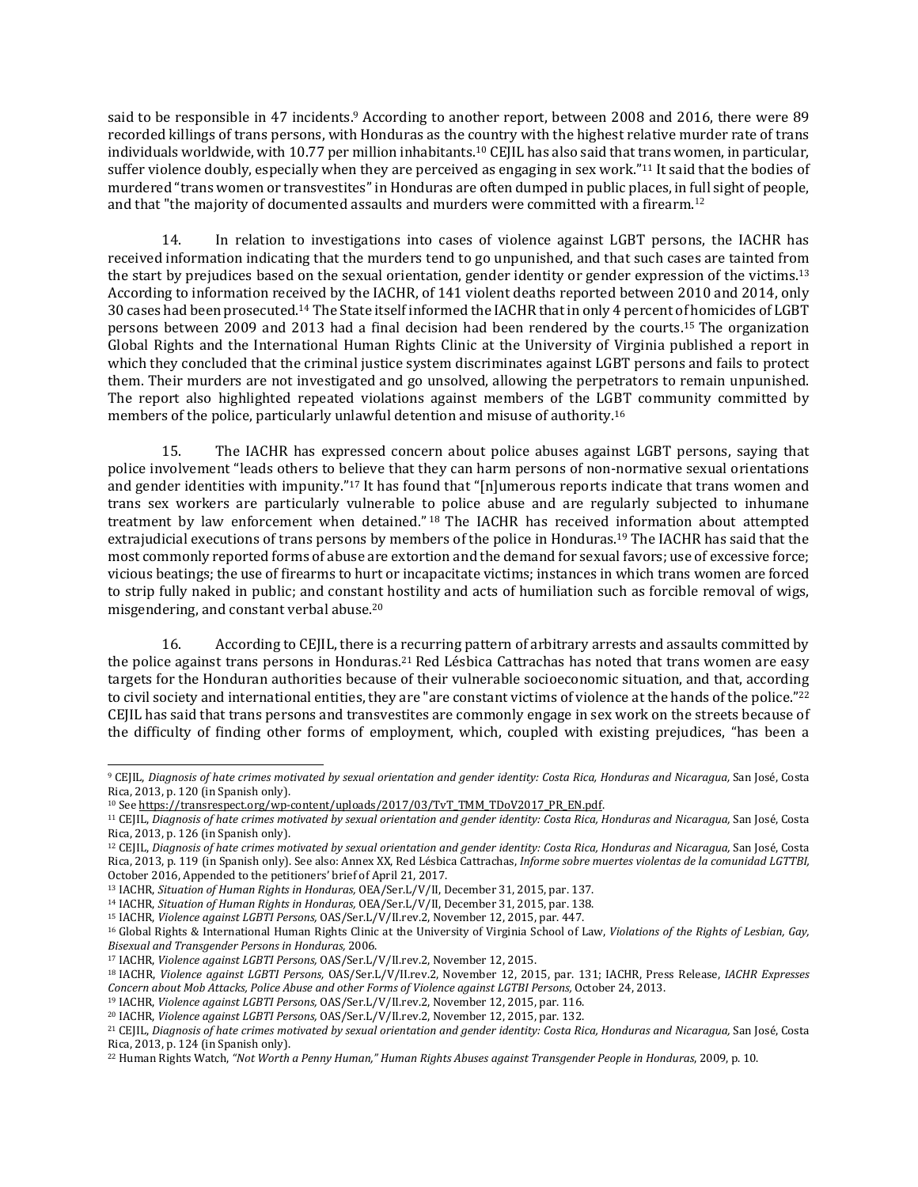said to be responsible in 47 incidents.[9] According to another report, between 2008 and 2016, there were 89 recorded killings of trans persons, with Honduras as the country with the highest relative murder rate of trans individuals worldwide, with 10.77 per million inhabitants.[10] CEJIL has also said that trans women, in particular, suffer violence doubly, especially when they are perceived as engaging in sex work."[11] It said that the bodies of murdered "trans women or transvestites" in Honduras are often dumped in public places, in full sight of people, and that "the majority of documented assaults and murders were committed with a firearm.[12]

14. In relation to investigations into cases of violence against LGBT persons, the IACHR has received information indicating that the murders tend to go unpunished, and that such cases are tainted from the start by prejudices based on the sexual orientation, gender identity or gender expression of the victims.[13] According to information received by the IACHR, of 141 violent deaths reported between 2010 and 2014, only 30 cases had been prosecuted.[14] The State itself informed the IACHR that in only 4 percent of homicides of LGBT persons between 2009 and 2013 had a final decision had been rendered by the courts.[15] The organization Global Rights and the International Human Rights Clinic at the University of Virginia published a report in which they concluded that the criminal justice system discriminates against LGBT persons and fails to protect them. Their murders are not investigated and go unsolved, allowing the perpetrators to remain unpunished. The report also highlighted repeated violations against members of the LGBT community committed by members of the police, particularly unlawful detention and misuse of authority.[16]

15. The IACHR has expressed concern about police abuses against LGBT persons, saying that police involvement "leads others to believe that they can harm persons of non-normative sexual orientations and gender identities with impunity."[17] It has found that "[n]umerous reports indicate that trans women and trans sex workers are particularly vulnerable to police abuse and are regularly subjected to inhumane treatment by law enforcement when detained."[18] The IACHR has received information about attempted extrajudicial executions of trans persons by members of the police in Honduras.[19] The IACHR has said that the most commonly reported forms of abuse are extortion and the demand for sexual favors; use of excessive force; vicious beatings; the use of firearms to hurt or incapacitate victims; instances in which trans women are forced to strip fully naked in public; and constant hostility and acts of humiliation such as forcible removal of wigs, misgendering, and constant verbal abuse.[20]

16. According to CEJIL, there is a recurring pattern of arbitrary arrests and assaults committed by the police against trans persons in Honduras.[21] Red Lésbica Cattrachas has noted that trans women are easy targets for the Honduran authorities because of their vulnerable socioeconomic situation, and that, according to civil society and international entities, they are "are constant victims of violence at the hands of the police."[22] CEJIL has said that trans persons and transvestites are commonly engage in sex work on the streets because of the difficulty of finding other forms of employment, which, coupled with existing prejudices, "has been a

---

[9] CEJIL, *Diagnosis of hate crimes motivated by sexual orientation and gender identity: Costa Rica, Honduras and Nicaragua,* San José, Costa Rica, 2013, p. 120 (in Spanish only).

[10] See https://transrespect.org/wp-content/uploads/2017/03/TvT_TMM_TDoV2017_PR_EN.pdf.

[11] CEJIL, *Diagnosis of hate crimes motivated by sexual orientation and gender identity: Costa Rica, Honduras and Nicaragua,* San José, Costa Rica, 2013, p. 126 (in Spanish only).

[12] CEJIL, *Diagnosis of hate crimes motivated by sexual orientation and gender identity: Costa Rica, Honduras and Nicaragua,* San José, Costa Rica, 2013, p. 119 (in Spanish only). See also: Annex XX, Red Lésbica Cattrachas, *Informe sobre muertes violentas de la comunidad LGTTBI,* October 2016, Appended to the petitioners' brief of April 21, 2017.

[13] IACHR, *Situation of Human Rights in Honduras,* OEA/Ser.L/V/II, December 31, 2015, par. 137.

[14] IACHR, *Situation of Human Rights in Honduras,* OEA/Ser.L/V/II, December 31, 2015, par. 138.

[15] IACHR, *Violence against LGBTI Persons,* OAS/Ser.L/V/II.rev.2, November 12, 2015, par. 447.

[16] Global Rights & International Human Rights Clinic at the University of Virginia School of Law, *Violations of the Rights of Lesbian, Gay, Bisexual and Transgender Persons in Honduras,* 2006.

[17] IACHR, *Violence against LGBTI Persons,* OAS/Ser.L/V/II.rev.2, November 12, 2015.

[18] IACHR, *Violence against LGBTI Persons,* OAS/Ser.L/V/II.rev.2, November 12, 2015, par. 131; IACHR, Press Release, *IACHR Expresses Concern about Mob Attacks, Police Abuse and other Forms of Violence against LGTBI Persons,* October 24, 2013.

[19] IACHR, *Violence against LGBTI Persons,* OAS/Ser.L/V/II.rev.2, November 12, 2015, par. 116.

[20] IACHR, *Violence against LGBTI Persons,* OAS/Ser.L/V/II.rev.2, November 12, 2015, par. 132.

[21] CEJIL, *Diagnosis of hate crimes motivated by sexual orientation and gender identity: Costa Rica, Honduras and Nicaragua,* San José, Costa Rica, 2013, p. 124 (in Spanish only).

[22] Human Rights Watch, *"Not Worth a Penny Human," Human Rights Abuses against Transgender People in Honduras*, 2009, p. 10.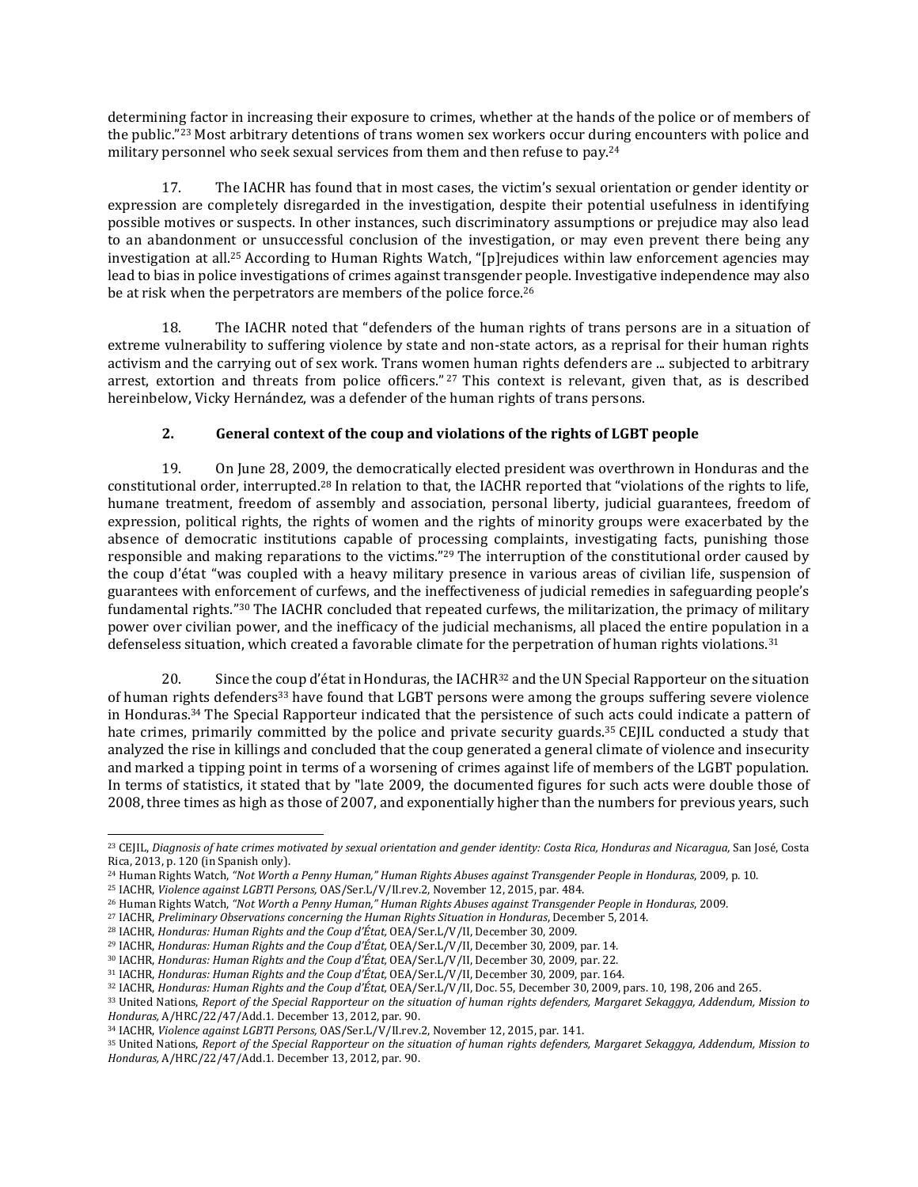determining factor in increasing their exposure to crimes, whether at the hands of the police or of members of the public."[23] Most arbitrary detentions of trans women sex workers occur during encounters with police and military personnel who seek sexual services from them and then refuse to pay.[24]

17. The IACHR has found that in most cases, the victim's sexual orientation or gender identity or expression are completely disregarded in the investigation, despite their potential usefulness in identifying possible motives or suspects. In other instances, such discriminatory assumptions or prejudice may also lead to an abandonment or unsuccessful conclusion of the investigation, or may even prevent there being any investigation at all.[25] According to Human Rights Watch, "[p]rejudices within law enforcement agencies may lead to bias in police investigations of crimes against transgender people. Investigative independence may also be at risk when the perpetrators are members of the police force.[26]

18. The IACHR noted that "defenders of the human rights of trans persons are in a situation of extreme vulnerability to suffering violence by state and non-state actors, as a reprisal for their human rights activism and the carrying out of sex work. Trans women human rights defenders are ... subjected to arbitrary arrest, extortion and threats from police officers." [27] This context is relevant, given that, as is described hereinbelow, Vicky Hernández, was a defender of the human rights of trans persons.

### 2. General context of the coup and violations of the rights of LGBT people

19. On June 28, 2009, the democratically elected president was overthrown in Honduras and the constitutional order, interrupted.[28] In relation to that, the IACHR reported that "violations of the rights to life, humane treatment, freedom of assembly and association, personal liberty, judicial guarantees, freedom of expression, political rights, the rights of women and the rights of minority groups were exacerbated by the absence of democratic institutions capable of processing complaints, investigating facts, punishing those responsible and making reparations to the victims."[29] The interruption of the constitutional order caused by the coup d'état "was coupled with a heavy military presence in various areas of civilian life, suspension of guarantees with enforcement of curfews, and the ineffectiveness of judicial remedies in safeguarding people's fundamental rights."[30] The IACHR concluded that repeated curfews, the militarization, the primacy of military power over civilian power, and the inefficacy of the judicial mechanisms, all placed the entire population in a defenseless situation, which created a favorable climate for the perpetration of human rights violations.[31]

20. Since the coup d'état in Honduras, the IACHR[32] and the UN Special Rapporteur on the situation of human rights defenders[33] have found that LGBT persons were among the groups suffering severe violence in Honduras.[34] The Special Rapporteur indicated that the persistence of such acts could indicate a pattern of hate crimes, primarily committed by the police and private security guards.[35] CEJIL conducted a study that analyzed the rise in killings and concluded that the coup generated a general climate of violence and insecurity and marked a tipping point in terms of a worsening of crimes against life of members of the LGBT population. In terms of statistics, it stated that by "late 2009, the documented figures for such acts were double those of 2008, three times as high as those of 2007, and exponentially higher than the numbers for previous years, such

---

[23] CEJIL, *Diagnosis of hate crimes motivated by sexual orientation and gender identity: Costa Rica, Honduras and Nicaragua,* San José, Costa Rica, 2013, p. 120 (in Spanish only).

[24] Human Rights Watch, *"Not Worth a Penny Human," Human Rights Abuses against Transgender People in Honduras*, 2009, p. 10.

[25] IACHR, *Violence against LGBTI Persons,* OAS/Ser.L/V/II.rev.2, November 12, 2015, par. 484.

[26] Human Rights Watch, *"Not Worth a Penny Human," Human Rights Abuses against Transgender People in Honduras*, 2009.

[27] IACHR, *Preliminary Observations concerning the Human Rights Situation in Honduras*, December 5, 2014.

[28] IACHR, *Honduras: Human Rights and the Coup d'État,* OEA/Ser.L/V/II, December 30, 2009.

[29] IACHR, *Honduras: Human Rights and the Coup d'État,* OEA/Ser.L/V/II, December 30, 2009, par. 14.

[30] IACHR, *Honduras: Human Rights and the Coup d'État,* OEA/Ser.L/V/II, December 30, 2009, par. 22.

[31] IACHR, *Honduras: Human Rights and the Coup d'État,* OEA/Ser.L/V/II, December 30, 2009, par. 164.

[32] IACHR, *Honduras: Human Rights and the Coup d'État,* OEA/Ser.L/V/II, Doc. 55, December 30, 2009, pars. 10, 198, 206 and 265.

[33] United Nations, *Report of the Special Rapporteur on the situation of human rights defenders, Margaret Sekaggya, Addendum, Mission to Honduras,* A/HRC/22/47/Add.1. December 13, 2012, par. 90.

[34] IACHR, *Violence against LGBTI Persons,* OAS/Ser.L/V/II.rev.2, November 12, 2015, par. 141.

[35] United Nations, *Report of the Special Rapporteur on the situation of human rights defenders, Margaret Sekaggya, Addendum, Mission to Honduras,* A/HRC/22/47/Add.1. December 13, 2012, par. 90.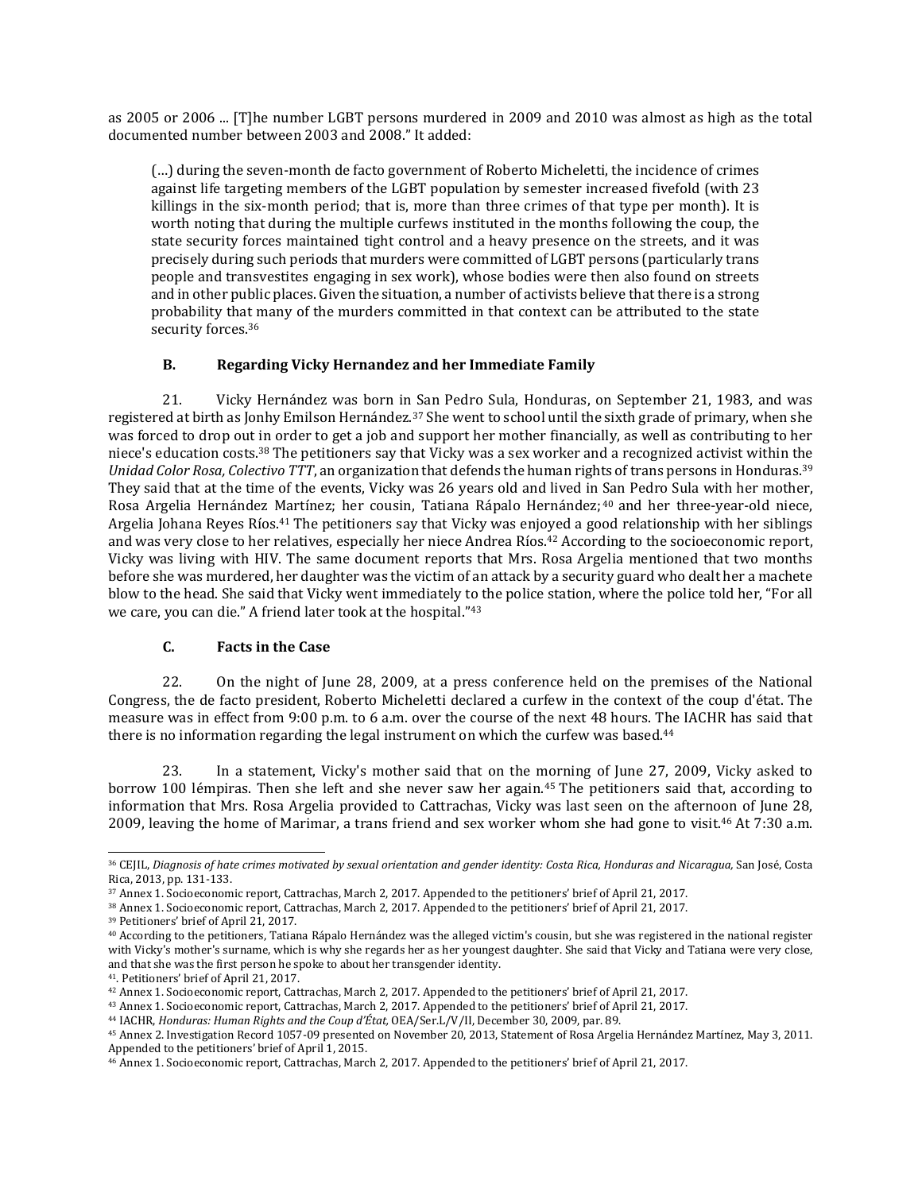as 2005 or 2006 ... [T]he number LGBT persons murdered in 2009 and 2010 was almost as high as the total documented number between 2003 and 2008." It added:

> (…) during the seven-month de facto government of Roberto Micheletti, the incidence of crimes against life targeting members of the LGBT population by semester increased fivefold (with 23 killings in the six-month period; that is, more than three crimes of that type per month). It is worth noting that during the multiple curfews instituted in the months following the coup, the state security forces maintained tight control and a heavy presence on the streets, and it was precisely during such periods that murders were committed of LGBT persons (particularly trans people and transvestites engaging in sex work), whose bodies were then also found on streets and in other public places. Given the situation, a number of activists believe that there is a strong probability that many of the murders committed in that context can be attributed to the state security forces.[36]

### B. Regarding Vicky Hernandez and her Immediate Family

21. Vicky Hernández was born in San Pedro Sula, Honduras, on September 21, 1983, and was registered at birth as Jonhy Emilson Hernández.[37] She went to school until the sixth grade of primary, when she was forced to drop out in order to get a job and support her mother financially, as well as contributing to her niece's education costs.[38] The petitioners say that Vicky was a sex worker and a recognized activist within the *Unidad Color Rosa, Colectivo TTT*, an organization that defends the human rights of trans persons in Honduras.[39] They said that at the time of the events, Vicky was 26 years old and lived in San Pedro Sula with her mother, Rosa Argelia Hernández Martínez; her cousin, Tatiana Rápalo Hernández;[40] and her three-year-old niece, Argelia Johana Reyes Ríos.[41] The petitioners say that Vicky was enjoyed a good relationship with her siblings and was very close to her relatives, especially her niece Andrea Ríos.[42] According to the socioeconomic report, Vicky was living with HIV. The same document reports that Mrs. Rosa Argelia mentioned that two months before she was murdered, her daughter was the victim of an attack by a security guard who dealt her a machete blow to the head. She said that Vicky went immediately to the police station, where the police told her, "For all we care, you can die." A friend later took at the hospital."[43]

### C. Facts in the Case

22. On the night of June 28, 2009, at a press conference held on the premises of the National Congress, the de facto president, Roberto Micheletti declared a curfew in the context of the coup d'état. The measure was in effect from 9:00 p.m. to 6 a.m. over the course of the next 48 hours. The IACHR has said that there is no information regarding the legal instrument on which the curfew was based.[44]

23. In a statement, Vicky's mother said that on the morning of June 27, 2009, Vicky asked to borrow 100 lémpiras. Then she left and she never saw her again.[45] The petitioners said that, according to information that Mrs. Rosa Argelia provided to Cattrachas, Vicky was last seen on the afternoon of June 28, 2009, leaving the home of Marimar, a trans friend and sex worker whom she had gone to visit.[46] At 7:30 a.m.

---

[36] CEJIL, *Diagnosis of hate crimes motivated by sexual orientation and gender identity: Costa Rica, Honduras and Nicaragua,* San José, Costa Rica, 2013, pp. 131-133.

[37] Annex 1. Socioeconomic report, Cattrachas, March 2, 2017. Appended to the petitioners' brief of April 21, 2017.

[38] Annex 1. Socioeconomic report, Cattrachas, March 2, 2017. Appended to the petitioners' brief of April 21, 2017.

[39] Petitioners' brief of April 21, 2017.

[40] According to the petitioners, Tatiana Rápalo Hernández was the alleged victim's cousin, but she was registered in the national register with Vicky's mother's surname, which is why she regards her as her youngest daughter. She said that Vicky and Tatiana were very close, and that she was the first person he spoke to about her transgender identity.

[41]. Petitioners' brief of April 21, 2017.

[42] Annex 1. Socioeconomic report, Cattrachas, March 2, 2017. Appended to the petitioners' brief of April 21, 2017.

[43] Annex 1. Socioeconomic report, Cattrachas, March 2, 2017. Appended to the petitioners' brief of April 21, 2017.

[44] IACHR, *Honduras: Human Rights and the Coup d'État,* OEA/Ser.L/V/II, December 30, 2009, par. 89.

[45] Annex 2. Investigation Record 1057-09 presented on November 20, 2013, Statement of Rosa Argelia Hernández Martínez, May 3, 2011. Appended to the petitioners' brief of April 1, 2015.

[46] Annex 1. Socioeconomic report, Cattrachas, March 2, 2017. Appended to the petitioners' brief of April 21, 2017.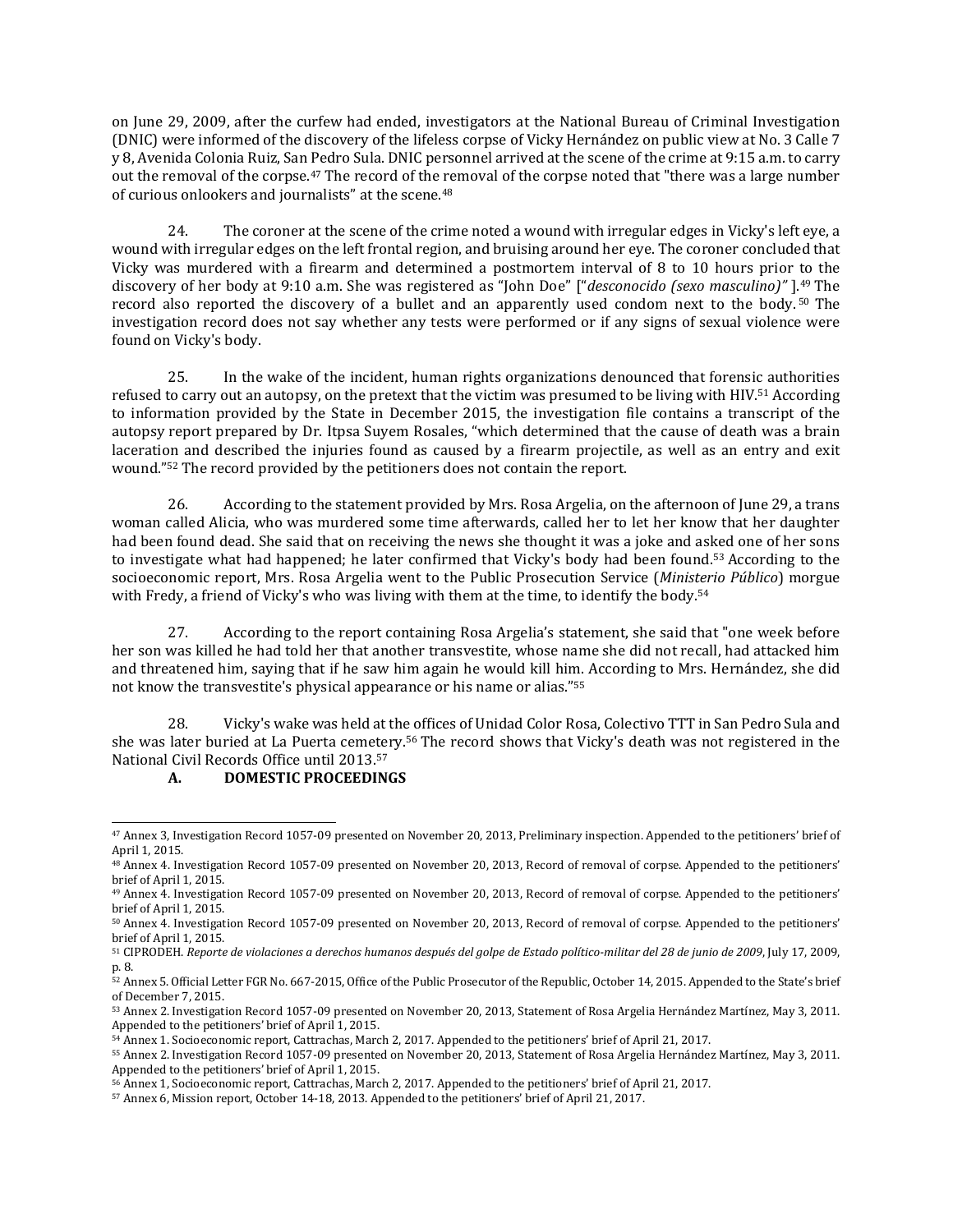on June 29, 2009, after the curfew had ended, investigators at the National Bureau of Criminal Investigation (DNIC) were informed of the discovery of the lifeless corpse of Vicky Hernández on public view at No. 3 Calle 7 y 8, Avenida Colonia Ruiz, San Pedro Sula. DNIC personnel arrived at the scene of the crime at 9:15 a.m. to carry out the removal of the corpse.[47] The record of the removal of the corpse noted that "there was a large number of curious onlookers and journalists" at the scene.[48]

24. The coroner at the scene of the crime noted a wound with irregular edges in Vicky's left eye, a wound with irregular edges on the left frontal region, and bruising around her eye. The coroner concluded that Vicky was murdered with a firearm and determined a postmortem interval of 8 to 10 hours prior to the discovery of her body at 9:10 a.m. She was registered as "John Doe" ["*desconocido (sexo masculino)"* ].[49] The record also reported the discovery of a bullet and an apparently used condom next to the body.[50] The investigation record does not say whether any tests were performed or if any signs of sexual violence were found on Vicky's body.

25. In the wake of the incident, human rights organizations denounced that forensic authorities refused to carry out an autopsy, on the pretext that the victim was presumed to be living with HIV.[51] According to information provided by the State in December 2015, the investigation file contains a transcript of the autopsy report prepared by Dr. Itpsa Suyem Rosales, "which determined that the cause of death was a brain laceration and described the injuries found as caused by a firearm projectile, as well as an entry and exit wound."[52] The record provided by the petitioners does not contain the report.

26. According to the statement provided by Mrs. Rosa Argelia, on the afternoon of June 29, a trans woman called Alicia, who was murdered some time afterwards, called her to let her know that her daughter had been found dead. She said that on receiving the news she thought it was a joke and asked one of her sons to investigate what had happened; he later confirmed that Vicky's body had been found.[53] According to the socioeconomic report, Mrs. Rosa Argelia went to the Public Prosecution Service (*Ministerio Público*) morgue with Fredy, a friend of Vicky's who was living with them at the time, to identify the body.[54]

27. According to the report containing Rosa Argelia's statement, she said that "one week before her son was killed he had told her that another transvestite, whose name she did not recall, had attacked him and threatened him, saying that if he saw him again he would kill him. According to Mrs. Hernández, she did not know the transvestite's physical appearance or his name or alias."[55]

28. Vicky's wake was held at the offices of Unidad Color Rosa, Colectivo TTT in San Pedro Sula and she was later buried at La Puerta cemetery.[56] The record shows that Vicky's death was not registered in the National Civil Records Office until 2013.[57]

### A. DOMESTIC PROCEEDINGS

---

[47] Annex 3, Investigation Record 1057-09 presented on November 20, 2013, Preliminary inspection. Appended to the petitioners' brief of April 1, 2015.

[48] Annex 4. Investigation Record 1057-09 presented on November 20, 2013, Record of removal of corpse. Appended to the petitioners' brief of April 1, 2015.

[49] Annex 4. Investigation Record 1057-09 presented on November 20, 2013, Record of removal of corpse. Appended to the petitioners' brief of April 1, 2015.

[50] Annex 4. Investigation Record 1057-09 presented on November 20, 2013, Record of removal of corpse. Appended to the petitioners' brief of April 1, 2015.

[51] CIPRODEH. *Reporte de violaciones a derechos humanos después del golpe de Estado político-militar del 28 de junio de 2009*, July 17, 2009, p. 8.

[52] Annex 5. Official Letter FGR No. 667-2015, Office of the Public Prosecutor of the Republic, October 14, 2015. Appended to the State's brief of December 7, 2015.

[53] Annex 2. Investigation Record 1057-09 presented on November 20, 2013, Statement of Rosa Argelia Hernández Martínez, May 3, 2011. Appended to the petitioners' brief of April 1, 2015.

[54] Annex 1. Socioeconomic report, Cattrachas, March 2, 2017. Appended to the petitioners' brief of April 21, 2017.

[55] Annex 2. Investigation Record 1057-09 presented on November 20, 2013, Statement of Rosa Argelia Hernández Martínez, May 3, 2011. Appended to the petitioners' brief of April 1, 2015.

[56] Annex 1, Socioeconomic report, Cattrachas, March 2, 2017. Appended to the petitioners' brief of April 21, 2017.

[57] Annex 6, Mission report, October 14-18, 2013. Appended to the petitioners' brief of April 21, 2017.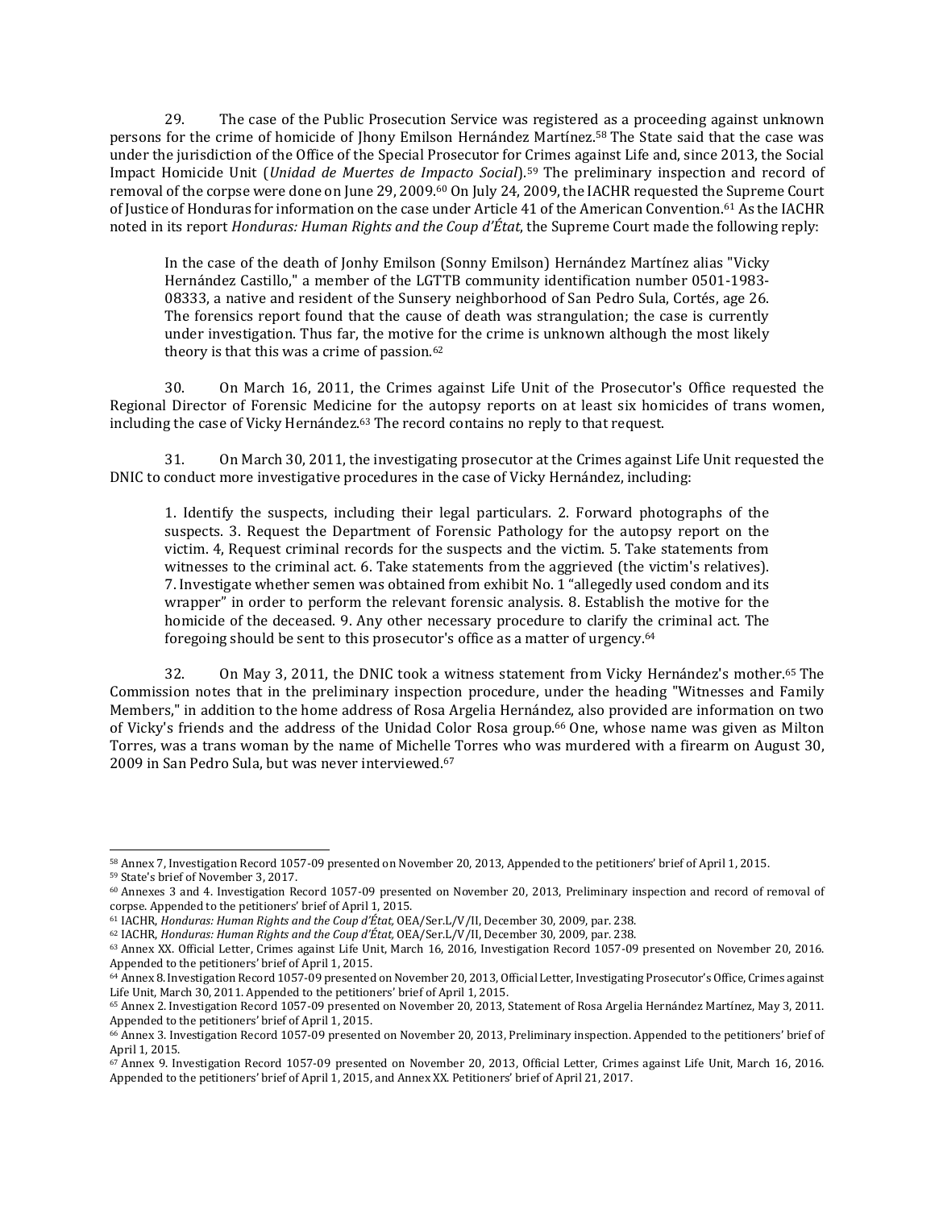29. The case of the Public Prosecution Service was registered as a proceeding against unknown persons for the crime of homicide of Jhony Emilson Hernández Martínez.[58] The State said that the case was under the jurisdiction of the Office of the Special Prosecutor for Crimes against Life and, since 2013, the Social Impact Homicide Unit (*Unidad de Muertes de Impacto Social*).[59] The preliminary inspection and record of removal of the corpse were done on June 29, 2009.[60] On July 24, 2009, the IACHR requested the Supreme Court of Justice of Honduras for information on the case under Article 41 of the American Convention.[61] As the IACHR noted in its report *Honduras: Human Rights and the Coup d'État*, the Supreme Court made the following reply:

> In the case of the death of Jonhy Emilson (Sonny Emilson) Hernández Martínez alias "Vicky Hernández Castillo," a member of the LGTTB community identification number 0501-1983-08333, a native and resident of the Sunsery neighborhood of San Pedro Sula, Cortés, age 26. The forensics report found that the cause of death was strangulation; the case is currently under investigation. Thus far, the motive for the crime is unknown although the most likely theory is that this was a crime of passion.[62]

30. On March 16, 2011, the Crimes against Life Unit of the Prosecutor's Office requested the Regional Director of Forensic Medicine for the autopsy reports on at least six homicides of trans women, including the case of Vicky Hernández.[63] The record contains no reply to that request.

31. On March 30, 2011, the investigating prosecutor at the Crimes against Life Unit requested the DNIC to conduct more investigative procedures in the case of Vicky Hernández, including:

> 1. Identify the suspects, including their legal particulars. 2. Forward photographs of the suspects. 3. Request the Department of Forensic Pathology for the autopsy report on the victim. 4, Request criminal records for the suspects and the victim. 5. Take statements from witnesses to the criminal act. 6. Take statements from the aggrieved (the victim's relatives). 7. Investigate whether semen was obtained from exhibit No. 1 "allegedly used condom and its wrapper" in order to perform the relevant forensic analysis. 8. Establish the motive for the homicide of the deceased. 9. Any other necessary procedure to clarify the criminal act. The foregoing should be sent to this prosecutor's office as a matter of urgency.[64]

32. On May 3, 2011, the DNIC took a witness statement from Vicky Hernández's mother.[65] The Commission notes that in the preliminary inspection procedure, under the heading "Witnesses and Family Members," in addition to the home address of Rosa Argelia Hernández, also provided are information on two of Vicky's friends and the address of the Unidad Color Rosa group.[66] One, whose name was given as Milton Torres, was a trans woman by the name of Michelle Torres who was murdered with a firearm on August 30, 2009 in San Pedro Sula, but was never interviewed.[67]

---

[58] Annex 7, Investigation Record 1057-09 presented on November 20, 2013, Appended to the petitioners' brief of April 1, 2015.

[59] State's brief of November 3, 2017.

[60] Annexes 3 and 4. Investigation Record 1057-09 presented on November 20, 2013, Preliminary inspection and record of removal of corpse. Appended to the petitioners' brief of April 1, 2015.

[61] IACHR, *Honduras: Human Rights and the Coup d'État,* OEA/Ser.L/V/II, December 30, 2009, par. 238.

[62] IACHR, *Honduras: Human Rights and the Coup d'État,* OEA/Ser.L/V/II, December 30, 2009, par. 238.

[63] Annex XX. Official Letter, Crimes against Life Unit, March 16, 2016, Investigation Record 1057-09 presented on November 20, 2016. Appended to the petitioners' brief of April 1, 2015.

[64] Annex 8. Investigation Record 1057-09 presented on November 20, 2013, Official Letter, Investigating Prosecutor's Office, Crimes against Life Unit, March 30, 2011. Appended to the petitioners' brief of April 1, 2015.

[65] Annex 2. Investigation Record 1057-09 presented on November 20, 2013, Statement of Rosa Argelia Hernández Martínez, May 3, 2011. Appended to the petitioners' brief of April 1, 2015.

[66] Annex 3. Investigation Record 1057-09 presented on November 20, 2013, Preliminary inspection. Appended to the petitioners' brief of April 1, 2015.

[67] Annex 9. Investigation Record 1057-09 presented on November 20, 2013, Official Letter, Crimes against Life Unit, March 16, 2016. Appended to the petitioners' brief of April 1, 2015, and Annex XX. Petitioners' brief of April 21, 2017.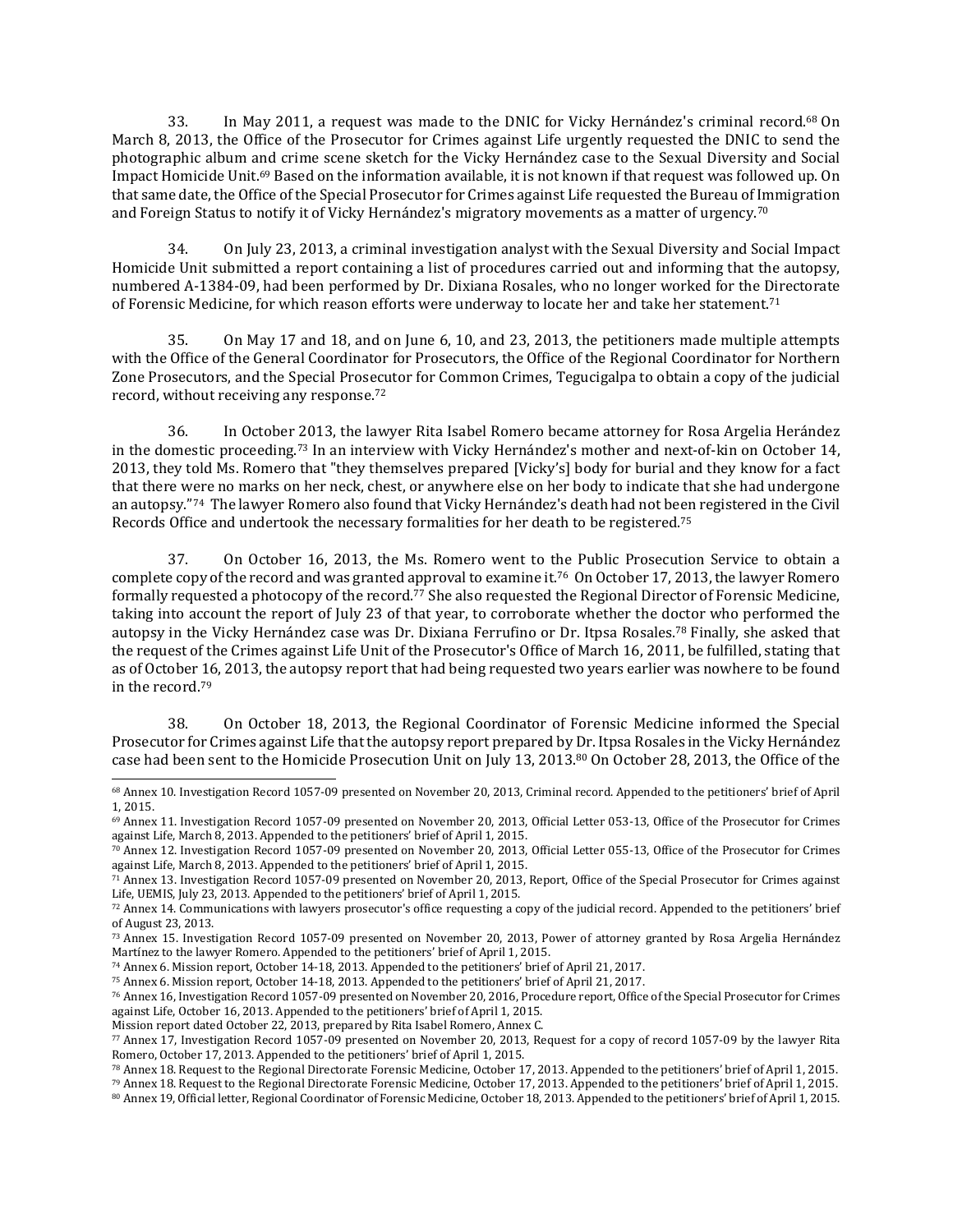33. In May 2011, a request was made to the DNIC for Vicky Hernández's criminal record.[68] On March 8, 2013, the Office of the Prosecutor for Crimes against Life urgently requested the DNIC to send the photographic album and crime scene sketch for the Vicky Hernández case to the Sexual Diversity and Social Impact Homicide Unit.[69] Based on the information available, it is not known if that request was followed up. On that same date, the Office of the Special Prosecutor for Crimes against Life requested the Bureau of Immigration and Foreign Status to notify it of Vicky Hernández's migratory movements as a matter of urgency.[70]

34. On July 23, 2013, a criminal investigation analyst with the Sexual Diversity and Social Impact Homicide Unit submitted a report containing a list of procedures carried out and informing that the autopsy, numbered A-1384-09, had been performed by Dr. Dixiana Rosales, who no longer worked for the Directorate of Forensic Medicine, for which reason efforts were underway to locate her and take her statement.[71]

35. On May 17 and 18, and on June 6, 10, and 23, 2013, the petitioners made multiple attempts with the Office of the General Coordinator for Prosecutors, the Office of the Regional Coordinator for Northern Zone Prosecutors, and the Special Prosecutor for Common Crimes, Tegucigalpa to obtain a copy of the judicial record, without receiving any response.[72]

36. In October 2013, the lawyer Rita Isabel Romero became attorney for Rosa Argelia Herández in the domestic proceeding.[73] In an interview with Vicky Hernández's mother and next-of-kin on October 14, 2013, they told Ms. Romero that "they themselves prepared [Vicky's] body for burial and they know for a fact that there were no marks on her neck, chest, or anywhere else on her body to indicate that she had undergone an autopsy."[74] The lawyer Romero also found that Vicky Hernández's death had not been registered in the Civil Records Office and undertook the necessary formalities for her death to be registered.[75]

37. On October 16, 2013, the Ms. Romero went to the Public Prosecution Service to obtain a complete copy of the record and was granted approval to examine it.[76] On October 17, 2013, the lawyer Romero formally requested a photocopy of the record.[77] She also requested the Regional Director of Forensic Medicine, taking into account the report of July 23 of that year, to corroborate whether the doctor who performed the autopsy in the Vicky Hernández case was Dr. Dixiana Ferrufino or Dr. Itpsa Rosales.[78] Finally, she asked that the request of the Crimes against Life Unit of the Prosecutor's Office of March 16, 2011, be fulfilled, stating that as of October 16, 2013, the autopsy report that had being requested two years earlier was nowhere to be found in the record.[79]

38. On October 18, 2013, the Regional Coordinator of Forensic Medicine informed the Special Prosecutor for Crimes against Life that the autopsy report prepared by Dr. Itpsa Rosales in the Vicky Hernández case had been sent to the Homicide Prosecution Unit on July 13, 2013.[80] On October 28, 2013, the Office of the

---

[68] Annex 10. Investigation Record 1057-09 presented on November 20, 2013, Criminal record. Appended to the petitioners' brief of April 1, 2015.

[69] Annex 11. Investigation Record 1057-09 presented on November 20, 2013, Official Letter 053-13, Office of the Prosecutor for Crimes against Life, March 8, 2013. Appended to the petitioners' brief of April 1, 2015.

[70] Annex 12. Investigation Record 1057-09 presented on November 20, 2013, Official Letter 055-13, Office of the Prosecutor for Crimes against Life, March 8, 2013. Appended to the petitioners' brief of April 1, 2015.

[71] Annex 13. Investigation Record 1057-09 presented on November 20, 2013, Report, Office of the Special Prosecutor for Crimes against Life, UEMIS, July 23, 2013. Appended to the petitioners' brief of April 1, 2015.

[72] Annex 14. Communications with lawyers prosecutor's office requesting a copy of the judicial record. Appended to the petitioners' brief of August 23, 2013.

[73] Annex 15. Investigation Record 1057-09 presented on November 20, 2013, Power of attorney granted by Rosa Argelia Hernández Martínez to the lawyer Romero. Appended to the petitioners' brief of April 1, 2015.

[74] Annex 6. Mission report, October 14-18, 2013. Appended to the petitioners' brief of April 21, 2017.

[75] Annex 6. Mission report, October 14-18, 2013. Appended to the petitioners' brief of April 21, 2017.

[76] Annex 16, Investigation Record 1057-09 presented on November 20, 2016, Procedure report, Office of the Special Prosecutor for Crimes against Life, October 16, 2013. Appended to the petitioners' brief of April 1, 2015.
Mission report dated October 22, 2013, prepared by Rita Isabel Romero, Annex C.

[77] Annex 17, Investigation Record 1057-09 presented on November 20, 2013, Request for a copy of record 1057-09 by the lawyer Rita Romero, October 17, 2013. Appended to the petitioners' brief of April 1, 2015.

[78] Annex 18. Request to the Regional Directorate Forensic Medicine, October 17, 2013. Appended to the petitioners' brief of April 1, 2015.

[79] Annex 18. Request to the Regional Directorate Forensic Medicine, October 17, 2013. Appended to the petitioners' brief of April 1, 2015.

[80] Annex 19, Official letter, Regional Coordinator of Forensic Medicine, October 18, 2013. Appended to the petitioners' brief of April 1, 2015.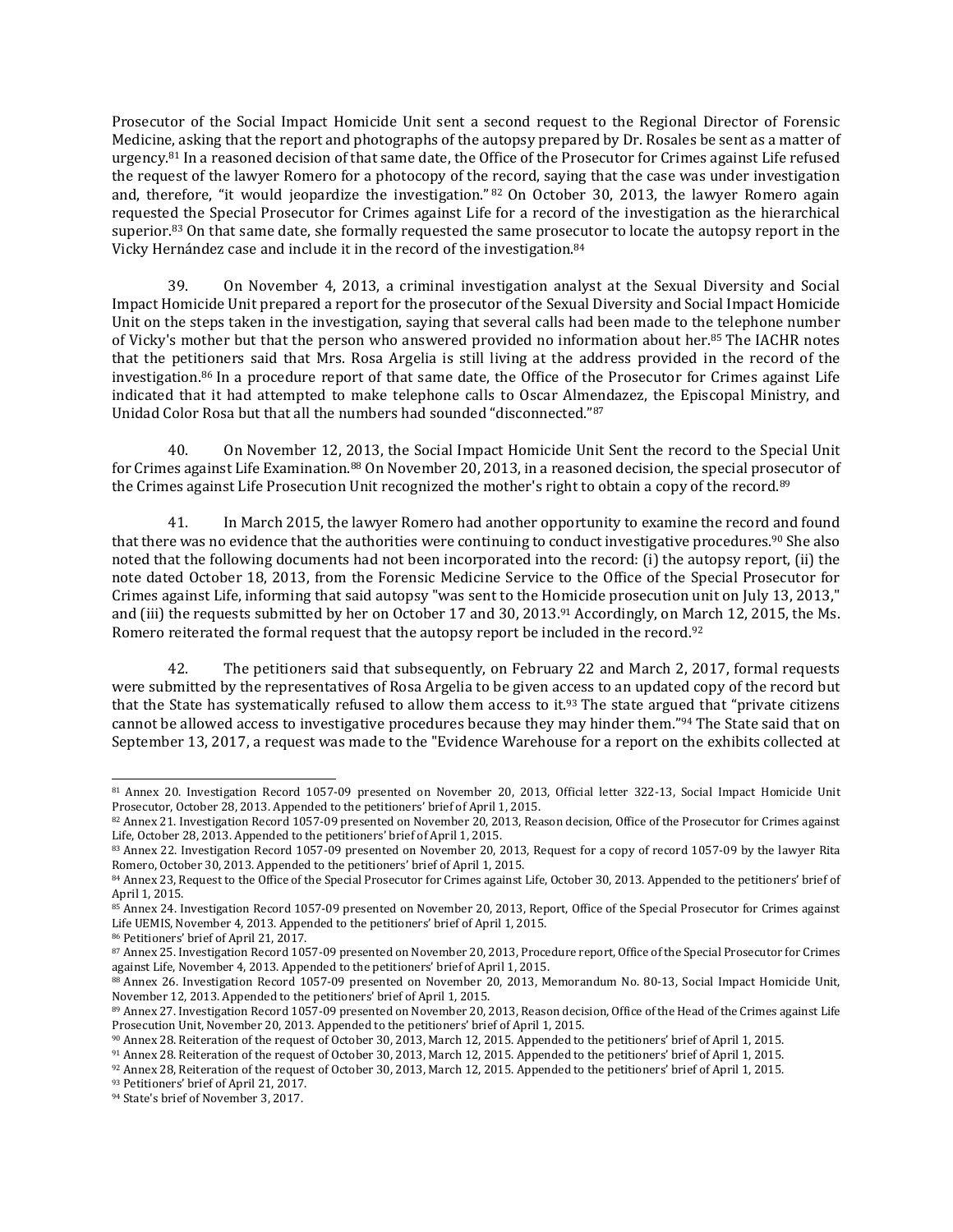Prosecutor of the Social Impact Homicide Unit sent a second request to the Regional Director of Forensic Medicine, asking that the report and photographs of the autopsy prepared by Dr. Rosales be sent as a matter of urgency.[81] In a reasoned decision of that same date, the Office of the Prosecutor for Crimes against Life refused the request of the lawyer Romero for a photocopy of the record, saying that the case was under investigation and, therefore, "it would jeopardize the investigation."[82] On October 30, 2013, the lawyer Romero again requested the Special Prosecutor for Crimes against Life for a record of the investigation as the hierarchical superior.[83] On that same date, she formally requested the same prosecutor to locate the autopsy report in the Vicky Hernández case and include it in the record of the investigation.[84]

39. On November 4, 2013, a criminal investigation analyst at the Sexual Diversity and Social Impact Homicide Unit prepared a report for the prosecutor of the Sexual Diversity and Social Impact Homicide Unit on the steps taken in the investigation, saying that several calls had been made to the telephone number of Vicky's mother but that the person who answered provided no information about her.[85] The IACHR notes that the petitioners said that Mrs. Rosa Argelia is still living at the address provided in the record of the investigation.[86] In a procedure report of that same date, the Office of the Prosecutor for Crimes against Life indicated that it had attempted to make telephone calls to Oscar Almendazez, the Episcopal Ministry, and Unidad Color Rosa but that all the numbers had sounded "disconnected."[87]

40. On November 12, 2013, the Social Impact Homicide Unit Sent the record to the Special Unit for Crimes against Life Examination.[88] On November 20, 2013, in a reasoned decision, the special prosecutor of the Crimes against Life Prosecution Unit recognized the mother's right to obtain a copy of the record.[89]

41. In March 2015, the lawyer Romero had another opportunity to examine the record and found that there was no evidence that the authorities were continuing to conduct investigative procedures.[90] She also noted that the following documents had not been incorporated into the record: (i) the autopsy report, (ii) the note dated October 18, 2013, from the Forensic Medicine Service to the Office of the Special Prosecutor for Crimes against Life, informing that said autopsy "was sent to the Homicide prosecution unit on July 13, 2013," and (iii) the requests submitted by her on October 17 and 30, 2013.[91] Accordingly, on March 12, 2015, the Ms. Romero reiterated the formal request that the autopsy report be included in the record.[92]

42. The petitioners said that subsequently, on February 22 and March 2, 2017, formal requests were submitted by the representatives of Rosa Argelia to be given access to an updated copy of the record but that the State has systematically refused to allow them access to it.[93] The state argued that "private citizens cannot be allowed access to investigative procedures because they may hinder them."[94] The State said that on September 13, 2017, a request was made to the "Evidence Warehouse for a report on the exhibits collected at

---

[81] Annex 20. Investigation Record 1057-09 presented on November 20, 2013, Official letter 322-13, Social Impact Homicide Unit Prosecutor, October 28, 2013. Appended to the petitioners' brief of April 1, 2015.

[82] Annex 21. Investigation Record 1057-09 presented on November 20, 2013, Reason decision, Office of the Prosecutor for Crimes against Life, October 28, 2013. Appended to the petitioners' brief of April 1, 2015.

[83] Annex 22. Investigation Record 1057-09 presented on November 20, 2013, Request for a copy of record 1057-09 by the lawyer Rita Romero, October 30, 2013. Appended to the petitioners' brief of April 1, 2015.

[84] Annex 23, Request to the Office of the Special Prosecutor for Crimes against Life, October 30, 2013. Appended to the petitioners' brief of April 1, 2015.

[85] Annex 24. Investigation Record 1057-09 presented on November 20, 2013, Report, Office of the Special Prosecutor for Crimes against Life UEMIS, November 4, 2013. Appended to the petitioners' brief of April 1, 2015.

[86] Petitioners' brief of April 21, 2017.

[87] Annex 25. Investigation Record 1057-09 presented on November 20, 2013, Procedure report, Office of the Special Prosecutor for Crimes against Life, November 4, 2013. Appended to the petitioners' brief of April 1, 2015.

[88] Annex 26. Investigation Record 1057-09 presented on November 20, 2013, Memorandum No. 80-13, Social Impact Homicide Unit, November 12, 2013. Appended to the petitioners' brief of April 1, 2015.

[89] Annex 27. Investigation Record 1057-09 presented on November 20, 2013, Reason decision, Office of the Head of the Crimes against Life Prosecution Unit, November 20, 2013. Appended to the petitioners' brief of April 1, 2015.

[90] Annex 28. Reiteration of the request of October 30, 2013, March 12, 2015. Appended to the petitioners' brief of April 1, 2015.

[91] Annex 28. Reiteration of the request of October 30, 2013, March 12, 2015. Appended to the petitioners' brief of April 1, 2015.

[92] Annex 28, Reiteration of the request of October 30, 2013, March 12, 2015. Appended to the petitioners' brief of April 1, 2015.

[93] Petitioners' brief of April 21, 2017.

[94] State's brief of November 3, 2017.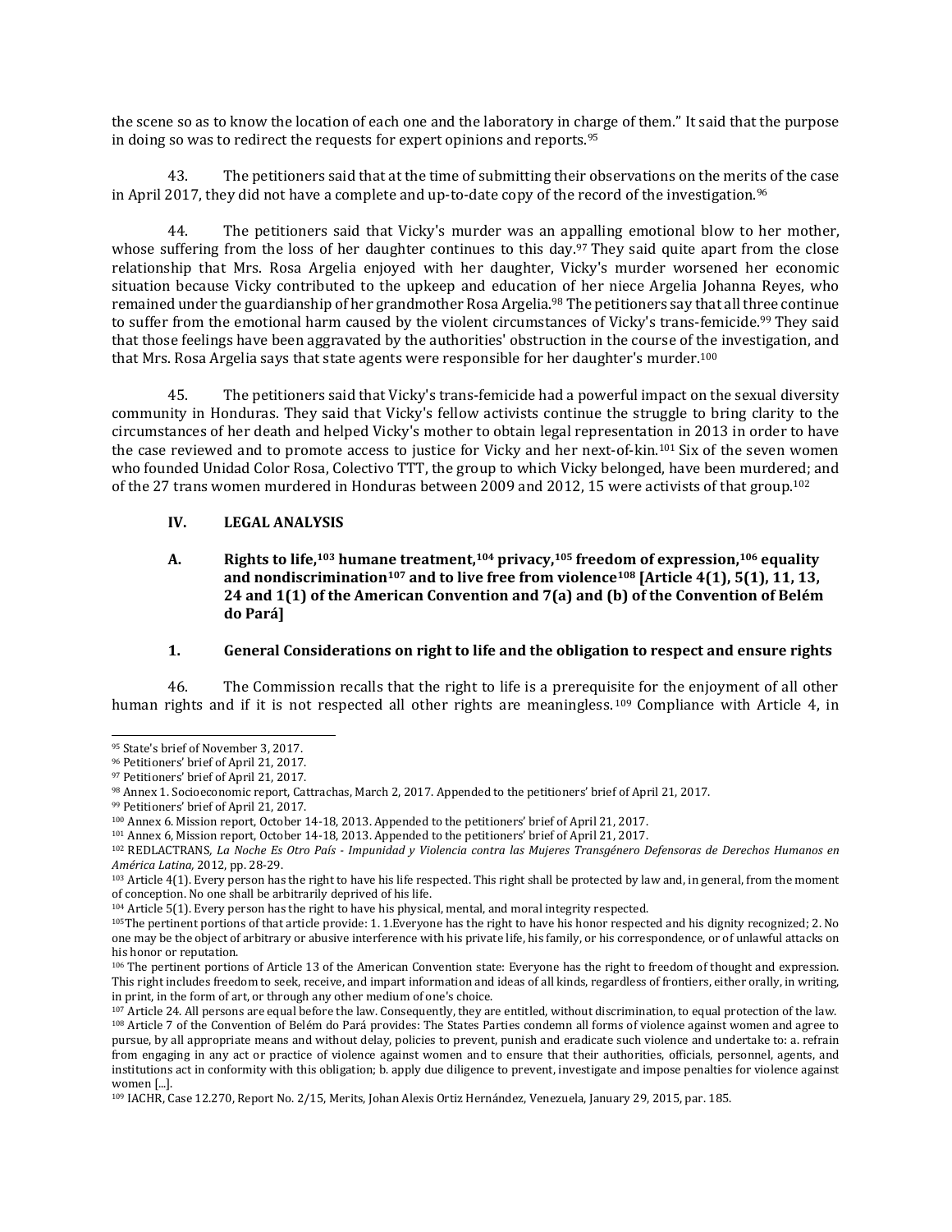the scene so as to know the location of each one and the laboratory in charge of them." It said that the purpose in doing so was to redirect the requests for expert opinions and reports.[95]

43. The petitioners said that at the time of submitting their observations on the merits of the case in April 2017, they did not have a complete and up-to-date copy of the record of the investigation.[96]

44. The petitioners said that Vicky's murder was an appalling emotional blow to her mother, whose suffering from the loss of her daughter continues to this day.[97] They said quite apart from the close relationship that Mrs. Rosa Argelia enjoyed with her daughter, Vicky's murder worsened her economic situation because Vicky contributed to the upkeep and education of her niece Argelia Johanna Reyes, who remained under the guardianship of her grandmother Rosa Argelia.[98] The petitioners say that all three continue to suffer from the emotional harm caused by the violent circumstances of Vicky's trans-femicide.[99] They said that those feelings have been aggravated by the authorities' obstruction in the course of the investigation, and that Mrs. Rosa Argelia says that state agents were responsible for her daughter's murder.[100]

45. The petitioners said that Vicky's trans-femicide had a powerful impact on the sexual diversity community in Honduras. They said that Vicky's fellow activists continue the struggle to bring clarity to the circumstances of her death and helped Vicky's mother to obtain legal representation in 2013 in order to have the case reviewed and to promote access to justice for Vicky and her next-of-kin.[101] Six of the seven women who founded Unidad Color Rosa, Colectivo TTT, the group to which Vicky belonged, have been murdered; and of the 27 trans women murdered in Honduras between 2009 and 2012, 15 were activists of that group.[102]

## IV. LEGAL ANALYSIS

### A. Rights to life,[103] humane treatment,[104] privacy,[105] freedom of expression,[106] equality and nondiscrimination[107] and to live free from violence[108] [Article 4(1), 5(1), 11, 13, 24 and 1(1) of the American Convention and 7(a) and (b) of the Convention of Belém do Pará]

#### 1. General Considerations on right to life and the obligation to respect and ensure rights

46. The Commission recalls that the right to life is a prerequisite for the enjoyment of all other human rights and if it is not respected all other rights are meaningless.[109] Compliance with Article 4, in

---

[95] State's brief of November 3, 2017.

[96] Petitioners' brief of April 21, 2017.

[97] Petitioners' brief of April 21, 2017.

[98] Annex 1. Socioeconomic report, Cattrachas, March 2, 2017. Appended to the petitioners' brief of April 21, 2017.

[99] Petitioners' brief of April 21, 2017.

[100] Annex 6. Mission report, October 14-18, 2013. Appended to the petitioners' brief of April 21, 2017.

[101] Annex 6, Mission report, October 14-18, 2013. Appended to the petitioners' brief of April 21, 2017.

[102] REDLACTRANS, *La Noche Es Otro País - Impunidad y Violencia contra las Mujeres Transgénero Defensoras de Derechos Humanos en América Latina,* 2012, pp. 28-29.

[103] Article 4(1). Every person has the right to have his life respected. This right shall be protected by law and, in general, from the moment of conception. No one shall be arbitrarily deprived of his life.

[104] Article 5(1). Every person has the right to have his physical, mental, and moral integrity respected.

[105] The pertinent portions of that article provide: 1. 1.Everyone has the right to have his honor respected and his dignity recognized; 2. No one may be the object of arbitrary or abusive interference with his private life, his family, or his correspondence, or of unlawful attacks on his honor or reputation.

[106] The pertinent portions of Article 13 of the American Convention state: Everyone has the right to freedom of thought and expression. This right includes freedom to seek, receive, and impart information and ideas of all kinds, regardless of frontiers, either orally, in writing, in print, in the form of art, or through any other medium of one's choice.

[107] Article 24. All persons are equal before the law. Consequently, they are entitled, without discrimination, to equal protection of the law.

[108] Article 7 of the Convention of Belém do Pará provides: The States Parties condemn all forms of violence against women and agree to pursue, by all appropriate means and without delay, policies to prevent, punish and eradicate such violence and undertake to: a. refrain from engaging in any act or practice of violence against women and to ensure that their authorities, officials, personnel, agents, and institutions act in conformity with this obligation; b. apply due diligence to prevent, investigate and impose penalties for violence against women [...].

[109] IACHR, Case 12.270, Report No. 2/15, Merits, Johan Alexis Ortiz Hernández, Venezuela, January 29, 2015, par. 185.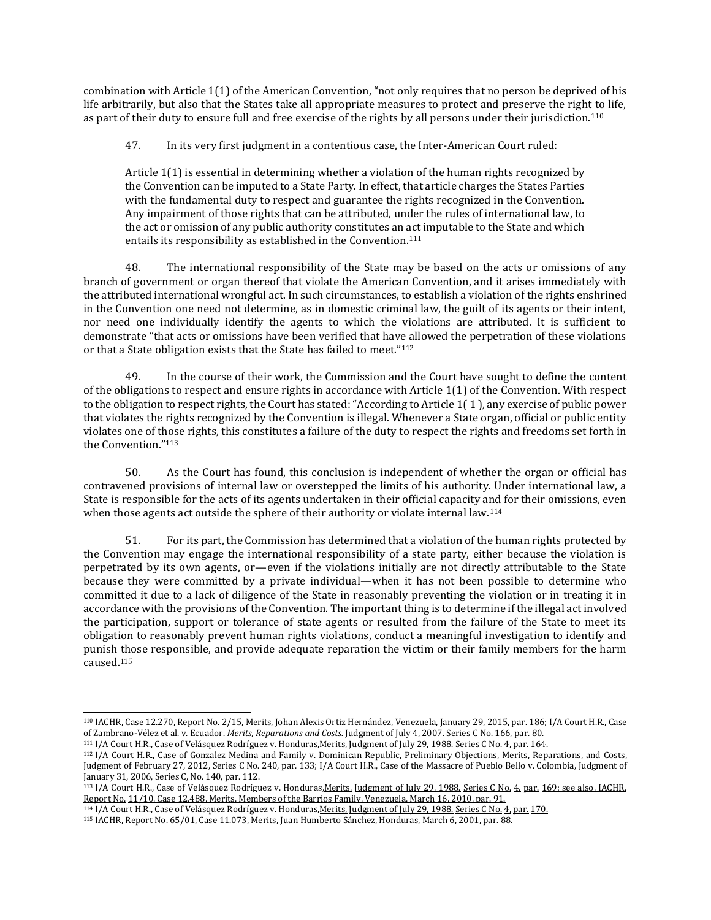combination with Article 1(1) of the American Convention, "not only requires that no person be deprived of his life arbitrarily, but also that the States take all appropriate measures to protect and preserve the right to life, as part of their duty to ensure full and free exercise of the rights by all persons under their jurisdiction.[110]

47. In its very first judgment in a contentious case, the Inter-American Court ruled:

> Article 1(1) is essential in determining whether a violation of the human rights recognized by the Convention can be imputed to a State Party. In effect, that article charges the States Parties with the fundamental duty to respect and guarantee the rights recognized in the Convention. Any impairment of those rights that can be attributed, under the rules of international law, to the act or omission of any public authority constitutes an act imputable to the State and which entails its responsibility as established in the Convention.[111]

48. The international responsibility of the State may be based on the acts or omissions of any branch of government or organ thereof that violate the American Convention, and it arises immediately with the attributed international wrongful act. In such circumstances, to establish a violation of the rights enshrined in the Convention one need not determine, as in domestic criminal law, the guilt of its agents or their intent, nor need one individually identify the agents to which the violations are attributed. It is sufficient to demonstrate "that acts or omissions have been verified that have allowed the perpetration of these violations or that a State obligation exists that the State has failed to meet."[112]

49. In the course of their work, the Commission and the Court have sought to define the content of the obligations to respect and ensure rights in accordance with Article 1(1) of the Convention. With respect to the obligation to respect rights, the Court has stated: "According to Article 1( 1 ), any exercise of public power that violates the rights recognized by the Convention is illegal. Whenever a State organ, official or public entity violates one of those rights, this constitutes a failure of the duty to respect the rights and freedoms set forth in the Convention."[113]

50. As the Court has found, this conclusion is independent of whether the organ or official has contravened provisions of internal law or overstepped the limits of his authority. Under international law, a State is responsible for the acts of its agents undertaken in their official capacity and for their omissions, even when those agents act outside the sphere of their authority or violate internal law.[114]

51. For its part, the Commission has determined that a violation of the human rights protected by the Convention may engage the international responsibility of a state party, either because the violation is perpetrated by its own agents, or—even if the violations initially are not directly attributable to the State because they were committed by a private individual—when it has not been possible to determine who committed it due to a lack of diligence of the State in reasonably preventing the violation or in treating it in accordance with the provisions of the Convention. The important thing is to determine if the illegal act involved the participation, support or tolerance of state agents or resulted from the failure of the State to meet its obligation to reasonably prevent human rights violations, conduct a meaningful investigation to identify and punish those responsible, and provide adequate reparation the victim or their family members for the harm caused.[115]

---

[110] IACHR, Case 12.270, Report No. 2/15, Merits, Johan Alexis Ortiz Hernández, Venezuela, January 29, 2015, par. 186; I/A Court H.R., Case of Zambrano-Vélez et al. v. Ecuador. *Merits, Reparations and Costs.* Judgment of July 4, 2007. Series C No. 166, par. 80.

[111] I/A Court H.R., Case of Velásquez Rodríguez v. Honduras, Merits, Judgment of July 29, 1988. Series C No. 4, par. 164.

[112] I/A Court H.R., Case of Gonzalez Medina and Family v. Dominican Republic, Preliminary Objections, Merits, Reparations, and Costs, Judgment of February 27, 2012, Series C No. 240, par. 133; I/A Court H.R., Case of the Massacre of Pueblo Bello v. Colombia, Judgment of January 31, 2006, Series C, No. 140, par. 112.

[113] I/A Court H.R., Case of Velásquez Rodríguez v. Honduras, Merits, Judgment of July 29, 1988. Series C No. 4, par. 169; see also, IACHR, Report No. 11/10, Case 12.488, Merits, Members of the Barrios Family, Venezuela, March 16, 2010, par. 91.

[114] I/A Court H.R., Case of Velásquez Rodríguez v. Honduras, Merits, Judgment of July 29, 1988. Series C No. 4, par. 170.

[115] IACHR, Report No. 65/01, Case 11.073, Merits, Juan Humberto Sánchez, Honduras, March 6, 2001, par. 88.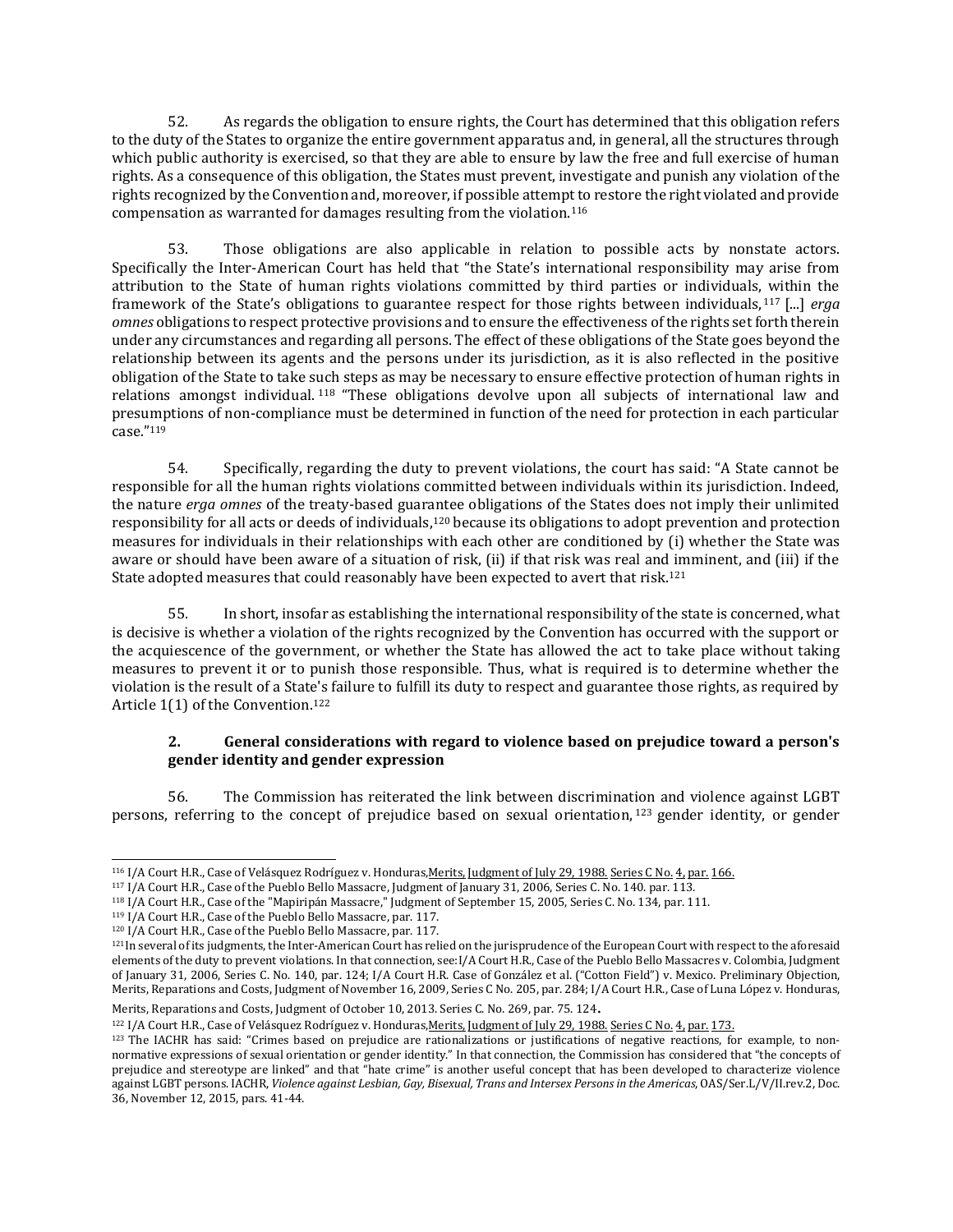52. As regards the obligation to ensure rights, the Court has determined that this obligation refers to the duty of the States to organize the entire government apparatus and, in general, all the structures through which public authority is exercised, so that they are able to ensure by law the free and full exercise of human rights. As a consequence of this obligation, the States must prevent, investigate and punish any violation of the rights recognized by the Convention and, moreover, if possible attempt to restore the right violated and provide compensation as warranted for damages resulting from the violation.[116]

53. Those obligations are also applicable in relation to possible acts by nonstate actors. Specifically the Inter-American Court has held that "the State's international responsibility may arise from attribution to the State of human rights violations committed by third parties or individuals, within the framework of the State's obligations to guarantee respect for those rights between individuals,[117] [...] *erga omnes* obligations to respect protective provisions and to ensure the effectiveness of the rights set forth therein under any circumstances and regarding all persons. The effect of these obligations of the State goes beyond the relationship between its agents and the persons under its jurisdiction, as it is also reflected in the positive obligation of the State to take such steps as may be necessary to ensure effective protection of human rights in relations amongst individual.[118] "These obligations devolve upon all subjects of international law and presumptions of non-compliance must be determined in function of the need for protection in each particular case."[119]

54. Specifically, regarding the duty to prevent violations, the court has said: "A State cannot be responsible for all the human rights violations committed between individuals within its jurisdiction. Indeed, the nature *erga omnes* of the treaty-based guarantee obligations of the States does not imply their unlimited responsibility for all acts or deeds of individuals,[120] because its obligations to adopt prevention and protection measures for individuals in their relationships with each other are conditioned by (i) whether the State was aware or should have been aware of a situation of risk, (ii) if that risk was real and imminent, and (iii) if the State adopted measures that could reasonably have been expected to avert that risk.[121]

55. In short, insofar as establishing the international responsibility of the state is concerned, what is decisive is whether a violation of the rights recognized by the Convention has occurred with the support or the acquiescence of the government, or whether the State has allowed the act to take place without taking measures to prevent it or to punish those responsible. Thus, what is required is to determine whether the violation is the result of a State's failure to fulfill its duty to respect and guarantee those rights, as required by Article 1(1) of the Convention.[122]

### 2. General considerations with regard to violence based on prejudice toward a person's gender identity and gender expression

56. The Commission has reiterated the link between discrimination and violence against LGBT persons, referring to the concept of prejudice based on sexual orientation,[123] gender identity, or gender

---

[116] I/A Court H.R., Case of Velásquez Rodríguez v. Honduras, Merits, Judgment of July 29, 1988. Series C No. 4, par. 166.

[117] I/A Court H.R., Case of the Pueblo Bello Massacre, Judgment of January 31, 2006, Series C. No. 140. par. 113.

[118] I/A Court H.R., Case of the "Mapiripán Massacre," Judgment of September 15, 2005, Series C. No. 134, par. 111.

[119] I/A Court H.R., Case of the Pueblo Bello Massacre, par. 117.

[120] I/A Court H.R., Case of the Pueblo Bello Massacre, par. 117.

[121] In several of its judgments, the Inter-American Court has relied on the jurisprudence of the European Court with respect to the aforesaid elements of the duty to prevent violations. In that connection, see: I/A Court H.R., Case of the Pueblo Bello Massacres v. Colombia, Judgment of January 31, 2006, Series C. No. 140, par. 124; I/A Court H.R. Case of González et al. ("Cotton Field") v. Mexico. Preliminary Objection, Merits, Reparations and Costs, Judgment of November 16, 2009, Series C No. 205, par. 284; I/A Court H.R., Case of Luna López v. Honduras, Merits, Reparations and Costs, Judgment of October 10, 2013. Series C. No. 269, par. 75. 124.

[122] I/A Court H.R., Case of Velásquez Rodríguez v. Honduras, Merits, Judgment of July 29, 1988. Series C No. 4, par. 173.

[123] The IACHR has said: "Crimes based on prejudice are rationalizations or justifications of negative reactions, for example, to non-normative expressions of sexual orientation or gender identity." In that connection, the Commission has considered that "the concepts of prejudice and stereotype are linked" and that "hate crime" is another useful concept that has been developed to characterize violence against LGBT persons. IACHR, *Violence against Lesbian, Gay, Bisexual, Trans and Intersex Persons in the Americas*, OAS/Ser.L/V/II.rev.2, Doc. 36, November 12, 2015, pars. 41-44.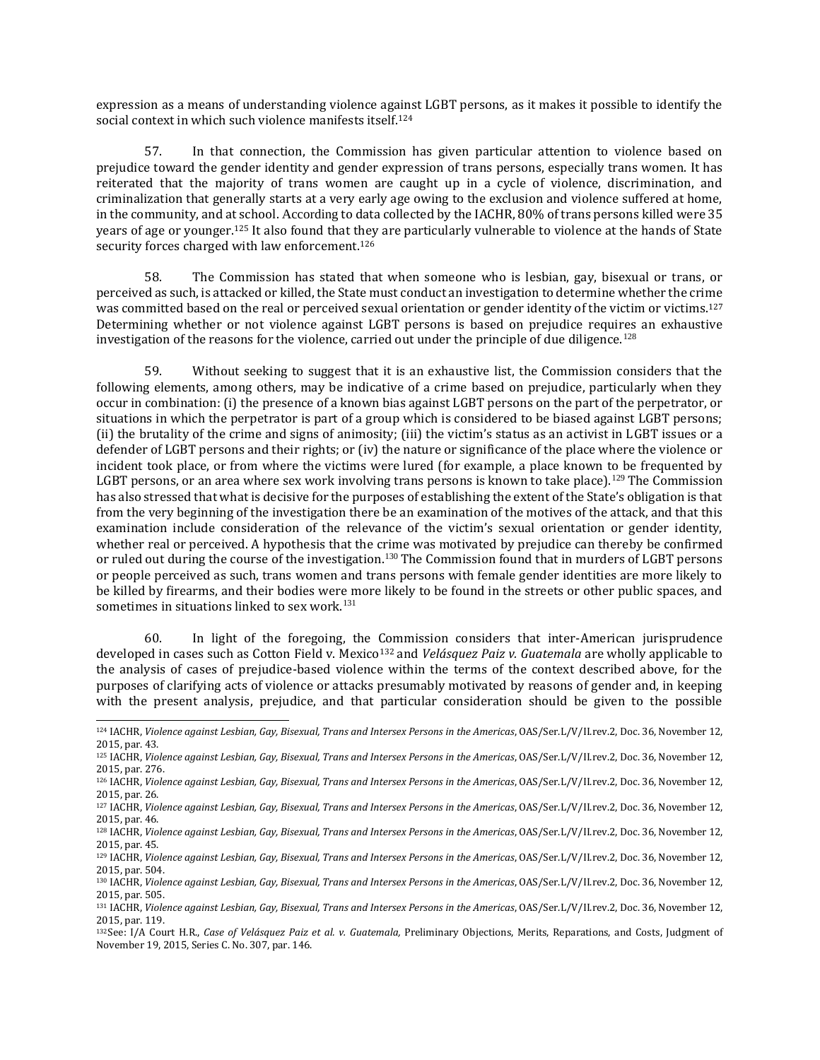expression as a means of understanding violence against LGBT persons, as it makes it possible to identify the social context in which such violence manifests itself.[124]

57. In that connection, the Commission has given particular attention to violence based on prejudice toward the gender identity and gender expression of trans persons, especially trans women. It has reiterated that the majority of trans women are caught up in a cycle of violence, discrimination, and criminalization that generally starts at a very early age owing to the exclusion and violence suffered at home, in the community, and at school. According to data collected by the IACHR, 80% of trans persons killed were 35 years of age or younger.[125] It also found that they are particularly vulnerable to violence at the hands of State security forces charged with law enforcement.[126]

58. The Commission has stated that when someone who is lesbian, gay, bisexual or trans, or perceived as such, is attacked or killed, the State must conduct an investigation to determine whether the crime was committed based on the real or perceived sexual orientation or gender identity of the victim or victims.[127] Determining whether or not violence against LGBT persons is based on prejudice requires an exhaustive investigation of the reasons for the violence, carried out under the principle of due diligence.[128]

59. Without seeking to suggest that it is an exhaustive list, the Commission considers that the following elements, among others, may be indicative of a crime based on prejudice, particularly when they occur in combination: (i) the presence of a known bias against LGBT persons on the part of the perpetrator, or situations in which the perpetrator is part of a group which is considered to be biased against LGBT persons; (ii) the brutality of the crime and signs of animosity; (iii) the victim's status as an activist in LGBT issues or a defender of LGBT persons and their rights; or (iv) the nature or significance of the place where the violence or incident took place, or from where the victims were lured (for example, a place known to be frequented by LGBT persons, or an area where sex work involving trans persons is known to take place).[129] The Commission has also stressed that what is decisive for the purposes of establishing the extent of the State's obligation is that from the very beginning of the investigation there be an examination of the motives of the attack, and that this examination include consideration of the relevance of the victim's sexual orientation or gender identity, whether real or perceived. A hypothesis that the crime was motivated by prejudice can thereby be confirmed or ruled out during the course of the investigation.[130] The Commission found that in murders of LGBT persons or people perceived as such, trans women and trans persons with female gender identities are more likely to be killed by firearms, and their bodies were more likely to be found in the streets or other public spaces, and sometimes in situations linked to sex work.[131]

60. In light of the foregoing, the Commission considers that inter-American jurisprudence developed in cases such as Cotton Field v. Mexico[132] and *Velásquez Paiz v. Guatemala* are wholly applicable to the analysis of cases of prejudice-based violence within the terms of the context described above, for the purposes of clarifying acts of violence or attacks presumably motivated by reasons of gender and, in keeping with the present analysis, prejudice, and that particular consideration should be given to the possible

---

[124] IACHR, *Violence against Lesbian, Gay, Bisexual, Trans and Intersex Persons in the Americas*, OAS/Ser.L/V/II.rev.2, Doc. 36, November 12, 2015, par. 43.

[125] IACHR, *Violence against Lesbian, Gay, Bisexual, Trans and Intersex Persons in the Americas*, OAS/Ser.L/V/II.rev.2, Doc. 36, November 12, 2015, par. 276.

[126] IACHR, *Violence against Lesbian, Gay, Bisexual, Trans and Intersex Persons in the Americas*, OAS/Ser.L/V/II.rev.2, Doc. 36, November 12, 2015, par. 26.

[127] IACHR, *Violence against Lesbian, Gay, Bisexual, Trans and Intersex Persons in the Americas*, OAS/Ser.L/V/II.rev.2, Doc. 36, November 12, 2015, par. 46.

[128] IACHR, *Violence against Lesbian, Gay, Bisexual, Trans and Intersex Persons in the Americas*, OAS/Ser.L/V/II.rev.2, Doc. 36, November 12, 2015, par. 45.

[129] IACHR, *Violence against Lesbian, Gay, Bisexual, Trans and Intersex Persons in the Americas*, OAS/Ser.L/V/II.rev.2, Doc. 36, November 12, 2015, par. 504.

[130] IACHR, *Violence against Lesbian, Gay, Bisexual, Trans and Intersex Persons in the Americas*, OAS/Ser.L/V/II.rev.2, Doc. 36, November 12, 2015, par. 505.

[131] IACHR, *Violence against Lesbian, Gay, Bisexual, Trans and Intersex Persons in the Americas*, OAS/Ser.L/V/II.rev.2, Doc. 36, November 12, 2015, par. 119.

[132] See: I/A Court H.R., *Case of Velásquez Paiz et al. v. Guatemala,* Preliminary Objections, Merits, Reparations, and Costs, Judgment of November 19, 2015, Series C. No. 307, par. 146.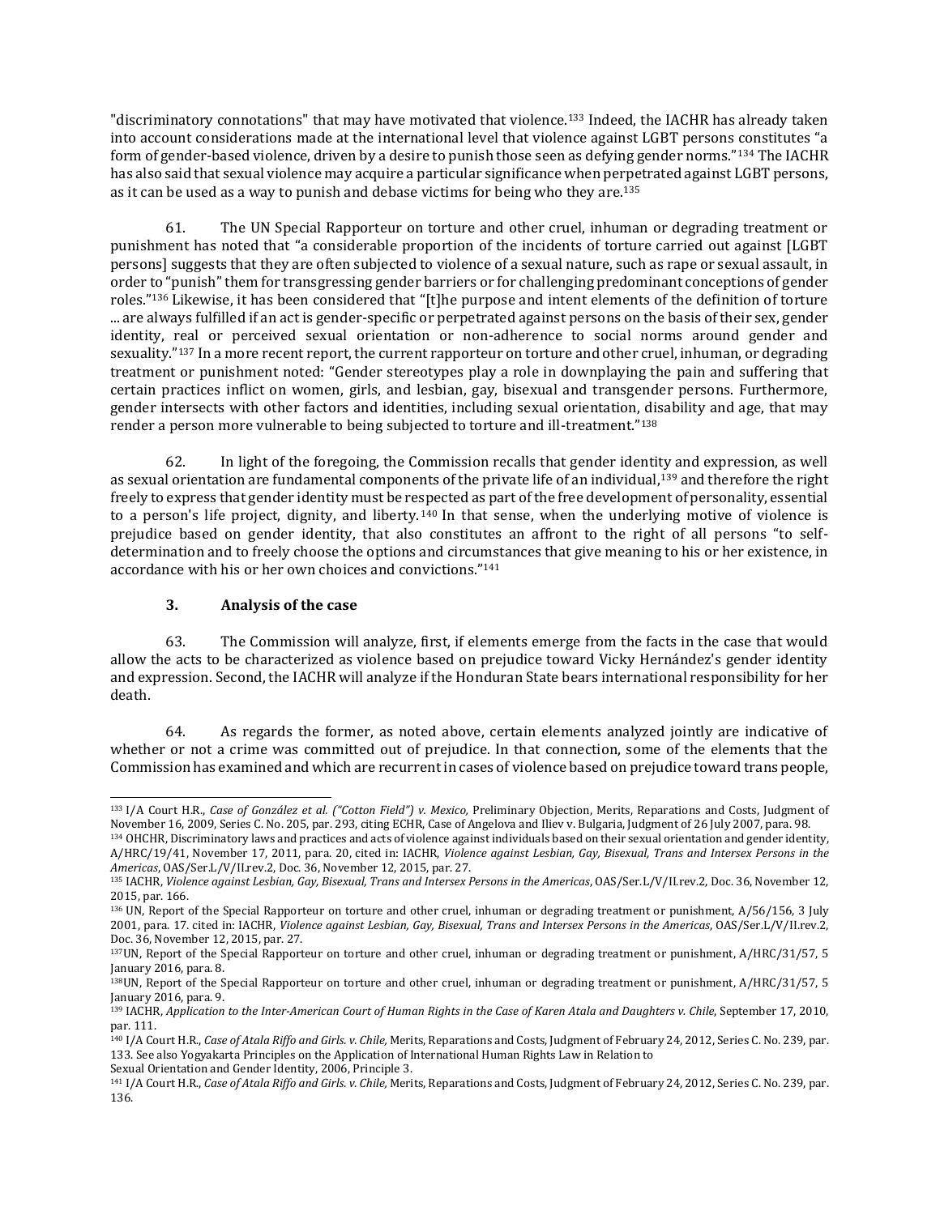"discriminatory connotations" that may have motivated that violence.[133] Indeed, the IACHR has already taken into account considerations made at the international level that violence against LGBT persons constitutes "a form of gender-based violence, driven by a desire to punish those seen as defying gender norms."[134] The IACHR has also said that sexual violence may acquire a particular significance when perpetrated against LGBT persons, as it can be used as a way to punish and debase victims for being who they are.[135]

61. The UN Special Rapporteur on torture and other cruel, inhuman or degrading treatment or punishment has noted that "a considerable proportion of the incidents of torture carried out against [LGBT persons] suggests that they are often subjected to violence of a sexual nature, such as rape or sexual assault, in order to "punish" them for transgressing gender barriers or for challenging predominant conceptions of gender roles."[136] Likewise, it has been considered that "[t]he purpose and intent elements of the definition of torture ... are always fulfilled if an act is gender-specific or perpetrated against persons on the basis of their sex, gender identity, real or perceived sexual orientation or non-adherence to social norms around gender and sexuality."[137] In a more recent report, the current rapporteur on torture and other cruel, inhuman, or degrading treatment or punishment noted: "Gender stereotypes play a role in downplaying the pain and suffering that certain practices inflict on women, girls, and lesbian, gay, bisexual and transgender persons. Furthermore, gender intersects with other factors and identities, including sexual orientation, disability and age, that may render a person more vulnerable to being subjected to torture and ill-treatment."[138]

62. In light of the foregoing, the Commission recalls that gender identity and expression, as well as sexual orientation are fundamental components of the private life of an individual,[139] and therefore the right freely to express that gender identity must be respected as part of the free development of personality, essential to a person's life project, dignity, and liberty.[140] In that sense, when the underlying motive of violence is prejudice based on gender identity, that also constitutes an affront to the right of all persons "to self-determination and to freely choose the options and circumstances that give meaning to his or her existence, in accordance with his or her own choices and convictions."[141]

### 3. Analysis of the case

63. The Commission will analyze, first, if elements emerge from the facts in the case that would allow the acts to be characterized as violence based on prejudice toward Vicky Hernández's gender identity and expression. Second, the IACHR will analyze if the Honduran State bears international responsibility for her death.

64. As regards the former, as noted above, certain elements analyzed jointly are indicative of whether or not a crime was committed out of prejudice. In that connection, some of the elements that the Commission has examined and which are recurrent in cases of violence based on prejudice toward trans people,

---

[133] I/A Court H.R., *Case of González et al. ("Cotton Field") v. Mexico,* Preliminary Objection, Merits, Reparations and Costs, Judgment of November 16, 2009, Series C. No. 205, par. 293, citing ECHR, Case of Angelova and Iliev v. Bulgaria, Judgment of 26 July 2007, para. 98.

[134] OHCHR, Discriminatory laws and practices and acts of violence against individuals based on their sexual orientation and gender identity, A/HRC/19/41, November 17, 2011, para. 20, cited in: IACHR, *Violence against Lesbian, Gay, Bisexual, Trans and Intersex Persons in the Americas*, OAS/Ser.L/V/II.rev.2, Doc. 36, November 12, 2015, par. 27.

[135] IACHR, *Violence against Lesbian, Gay, Bisexual, Trans and Intersex Persons in the Americas*, OAS/Ser.L/V/II.rev.2, Doc. 36, November 12, 2015, par. 166.

[136] UN, Report of the Special Rapporteur on torture and other cruel, inhuman or degrading treatment or punishment, A/56/156, 3 July 2001, para. 17. cited in: IACHR, *Violence against Lesbian, Gay, Bisexual, Trans and Intersex Persons in the Americas*, OAS/Ser.L/V/II.rev.2, Doc. 36, November 12, 2015, par. 27.

[137] UN, Report of the Special Rapporteur on torture and other cruel, inhuman or degrading treatment or punishment, A/HRC/31/57, 5 January 2016, para. 8.

[138] UN, Report of the Special Rapporteur on torture and other cruel, inhuman or degrading treatment or punishment, A/HRC/31/57, 5 January 2016, para. 9.

[139] IACHR, *Application to the Inter-American Court of Human Rights in the Case of Karen Atala and Daughters v. Chile*, September 17, 2010, par. 111.

[140] I/A Court H.R., *Case of Atala Riffo and Girls. v. Chile,* Merits, Reparations and Costs, Judgment of February 24, 2012, Series C. No. 239, par. 133. See also Yogyakarta Principles on the Application of International Human Rights Law in Relation to Sexual Orientation and Gender Identity, 2006, Principle 3.

[141] I/A Court H.R., *Case of Atala Riffo and Girls. v. Chile,* Merits, Reparations and Costs, Judgment of February 24, 2012, Series C. No. 239, par. 136.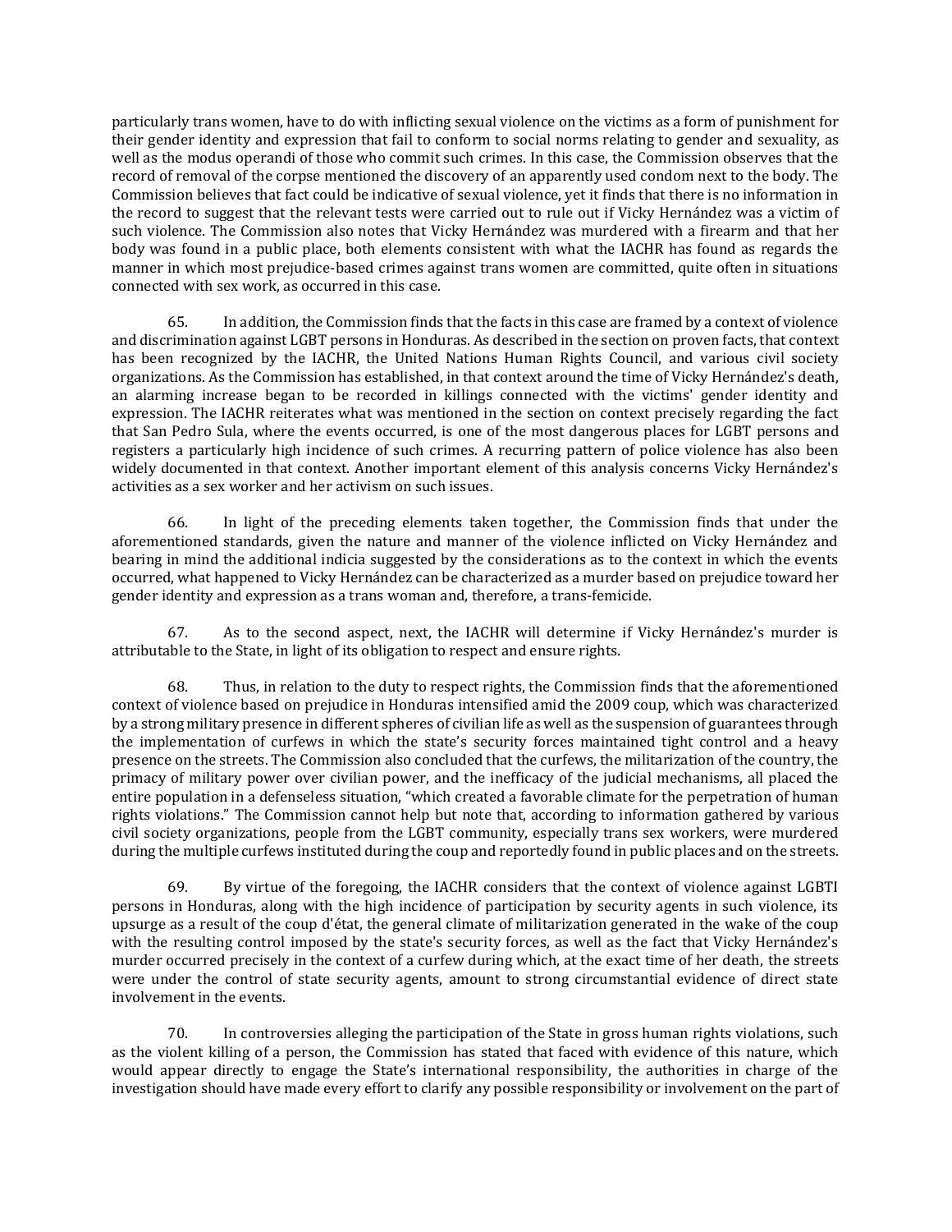particularly trans women, have to do with inflicting sexual violence on the victims as a form of punishment for their gender identity and expression that fail to conform to social norms relating to gender and sexuality, as well as the modus operandi of those who commit such crimes. In this case, the Commission observes that the record of removal of the corpse mentioned the discovery of an apparently used condom next to the body. The Commission believes that fact could be indicative of sexual violence, yet it finds that there is no information in the record to suggest that the relevant tests were carried out to rule out if Vicky Hernández was a victim of such violence. The Commission also notes that Vicky Hernández was murdered with a firearm and that her body was found in a public place, both elements consistent with what the IACHR has found as regards the manner in which most prejudice-based crimes against trans women are committed, quite often in situations connected with sex work, as occurred in this case.

65. In addition, the Commission finds that the facts in this case are framed by a context of violence and discrimination against LGBT persons in Honduras. As described in the section on proven facts, that context has been recognized by the IACHR, the United Nations Human Rights Council, and various civil society organizations. As the Commission has established, in that context around the time of Vicky Hernández's death, an alarming increase began to be recorded in killings connected with the victims' gender identity and expression. The IACHR reiterates what was mentioned in the section on context precisely regarding the fact that San Pedro Sula, where the events occurred, is one of the most dangerous places for LGBT persons and registers a particularly high incidence of such crimes. A recurring pattern of police violence has also been widely documented in that context. Another important element of this analysis concerns Vicky Hernández's activities as a sex worker and her activism on such issues.

66. In light of the preceding elements taken together, the Commission finds that under the aforementioned standards, given the nature and manner of the violence inflicted on Vicky Hernández and bearing in mind the additional indicia suggested by the considerations as to the context in which the events occurred, what happened to Vicky Hernández can be characterized as a murder based on prejudice toward her gender identity and expression as a trans woman and, therefore, a trans-femicide.

67. As to the second aspect, next, the IACHR will determine if Vicky Hernández's murder is attributable to the State, in light of its obligation to respect and ensure rights.

68. Thus, in relation to the duty to respect rights, the Commission finds that the aforementioned context of violence based on prejudice in Honduras intensified amid the 2009 coup, which was characterized by a strong military presence in different spheres of civilian life as well as the suspension of guarantees through the implementation of curfews in which the state's security forces maintained tight control and a heavy presence on the streets. The Commission also concluded that the curfews, the militarization of the country, the primacy of military power over civilian power, and the inefficacy of the judicial mechanisms, all placed the entire population in a defenseless situation, "which created a favorable climate for the perpetration of human rights violations." The Commission cannot help but note that, according to information gathered by various civil society organizations, people from the LGBT community, especially trans sex workers, were murdered during the multiple curfews instituted during the coup and reportedly found in public places and on the streets.

69. By virtue of the foregoing, the IACHR considers that the context of violence against LGBTI persons in Honduras, along with the high incidence of participation by security agents in such violence, its upsurge as a result of the coup d'état, the general climate of militarization generated in the wake of the coup with the resulting control imposed by the state's security forces, as well as the fact that Vicky Hernández's murder occurred precisely in the context of a curfew during which, at the exact time of her death, the streets were under the control of state security agents, amount to strong circumstantial evidence of direct state involvement in the events.

70. In controversies alleging the participation of the State in gross human rights violations, such as the violent killing of a person, the Commission has stated that faced with evidence of this nature, which would appear directly to engage the State's international responsibility, the authorities in charge of the investigation should have made every effort to clarify any possible responsibility or involvement on the part of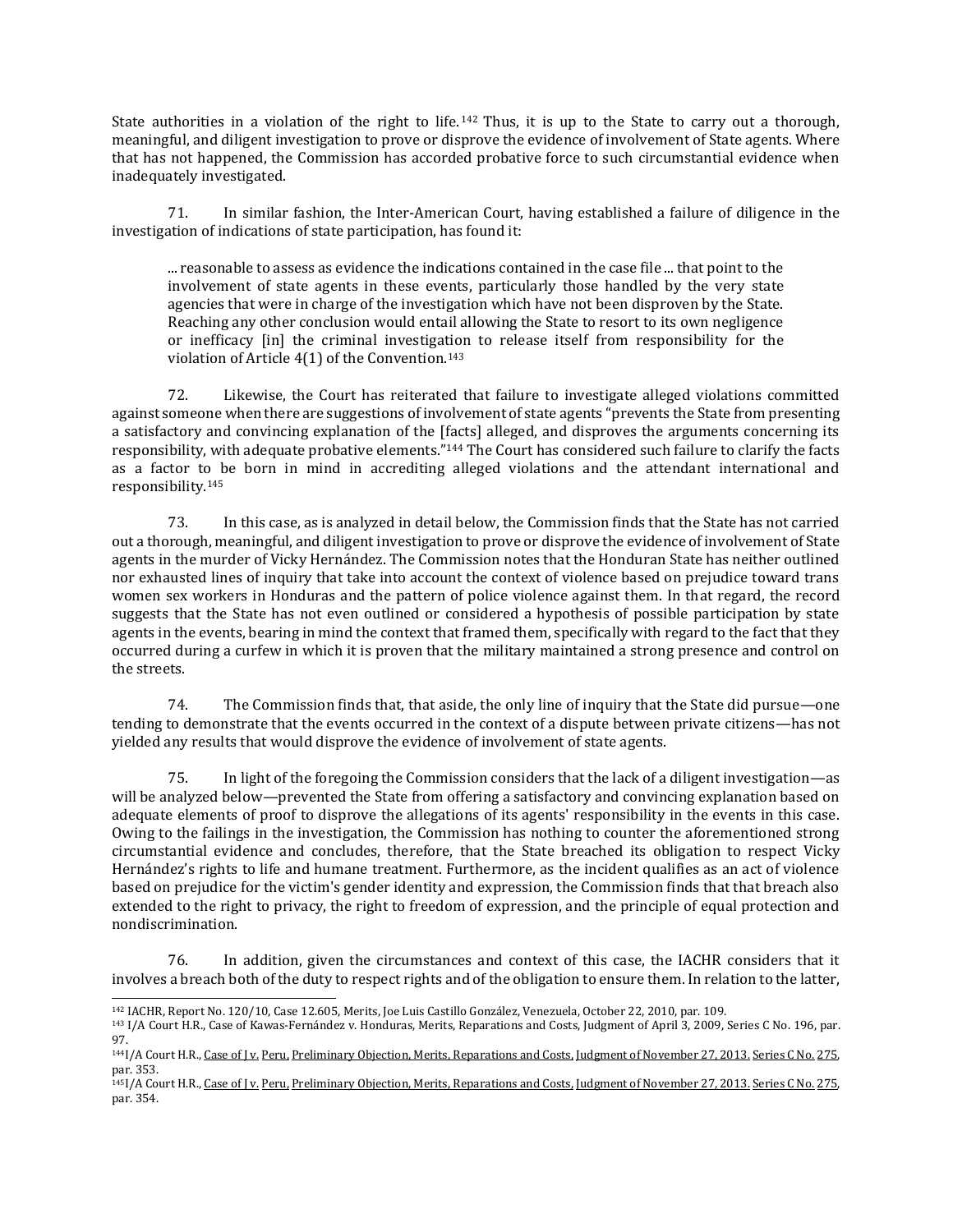State authorities in a violation of the right to life.[142] Thus, it is up to the State to carry out a thorough, meaningful, and diligent investigation to prove or disprove the evidence of involvement of State agents. Where that has not happened, the Commission has accorded probative force to such circumstantial evidence when inadequately investigated.

71. In similar fashion, the Inter-American Court, having established a failure of diligence in the investigation of indications of state participation, has found it:

> ... reasonable to assess as evidence the indications contained in the case file ... that point to the involvement of state agents in these events, particularly those handled by the very state agencies that were in charge of the investigation which have not been disproven by the State. Reaching any other conclusion would entail allowing the State to resort to its own negligence or inefficacy [in] the criminal investigation to release itself from responsibility for the violation of Article 4(1) of the Convention.[143]

72. Likewise, the Court has reiterated that failure to investigate alleged violations committed against someone when there are suggestions of involvement of state agents "prevents the State from presenting a satisfactory and convincing explanation of the [facts] alleged, and disproves the arguments concerning its responsibility, with adequate probative elements."[144] The Court has considered such failure to clarify the facts as a factor to be born in mind in accrediting alleged violations and the attendant international and responsibility.[145]

73. In this case, as is analyzed in detail below, the Commission finds that the State has not carried out a thorough, meaningful, and diligent investigation to prove or disprove the evidence of involvement of State agents in the murder of Vicky Hernández. The Commission notes that the Honduran State has neither outlined nor exhausted lines of inquiry that take into account the context of violence based on prejudice toward trans women sex workers in Honduras and the pattern of police violence against them. In that regard, the record suggests that the State has not even outlined or considered a hypothesis of possible participation by state agents in the events, bearing in mind the context that framed them, specifically with regard to the fact that they occurred during a curfew in which it is proven that the military maintained a strong presence and control on the streets.

74. The Commission finds that, that aside, the only line of inquiry that the State did pursue—one tending to demonstrate that the events occurred in the context of a dispute between private citizens—has not yielded any results that would disprove the evidence of involvement of state agents.

75. In light of the foregoing the Commission considers that the lack of a diligent investigation—as will be analyzed below—prevented the State from offering a satisfactory and convincing explanation based on adequate elements of proof to disprove the allegations of its agents' responsibility in the events in this case. Owing to the failings in the investigation, the Commission has nothing to counter the aforementioned strong circumstantial evidence and concludes, therefore, that the State breached its obligation to respect Vicky Hernández's rights to life and humane treatment. Furthermore, as the incident qualifies as an act of violence based on prejudice for the victim's gender identity and expression, the Commission finds that that breach also extended to the right to privacy, the right to freedom of expression, and the principle of equal protection and nondiscrimination.

76. In addition, given the circumstances and context of this case, the IACHR considers that it involves a breach both of the duty to respect rights and of the obligation to ensure them. In relation to the latter,

---

[142] IACHR, Report No. 120/10, Case 12.605, Merits, Joe Luis Castillo González, Venezuela, October 22, 2010, par. 109.

[143] I/A Court H.R., Case of Kawas-Fernández v. Honduras, Merits, Reparations and Costs, Judgment of April 3, 2009, Series C No. 196, par. 97.

[144] I/A Court H.R., Case of J v. Peru, Preliminary Objection, Merits, Reparations and Costs, Judgment of November 27, 2013. Series C No. 275, par. 353.

[145] I/A Court H.R., Case of J v. Peru, Preliminary Objection, Merits, Reparations and Costs, Judgment of November 27, 2013. Series C No. 275, par. 354.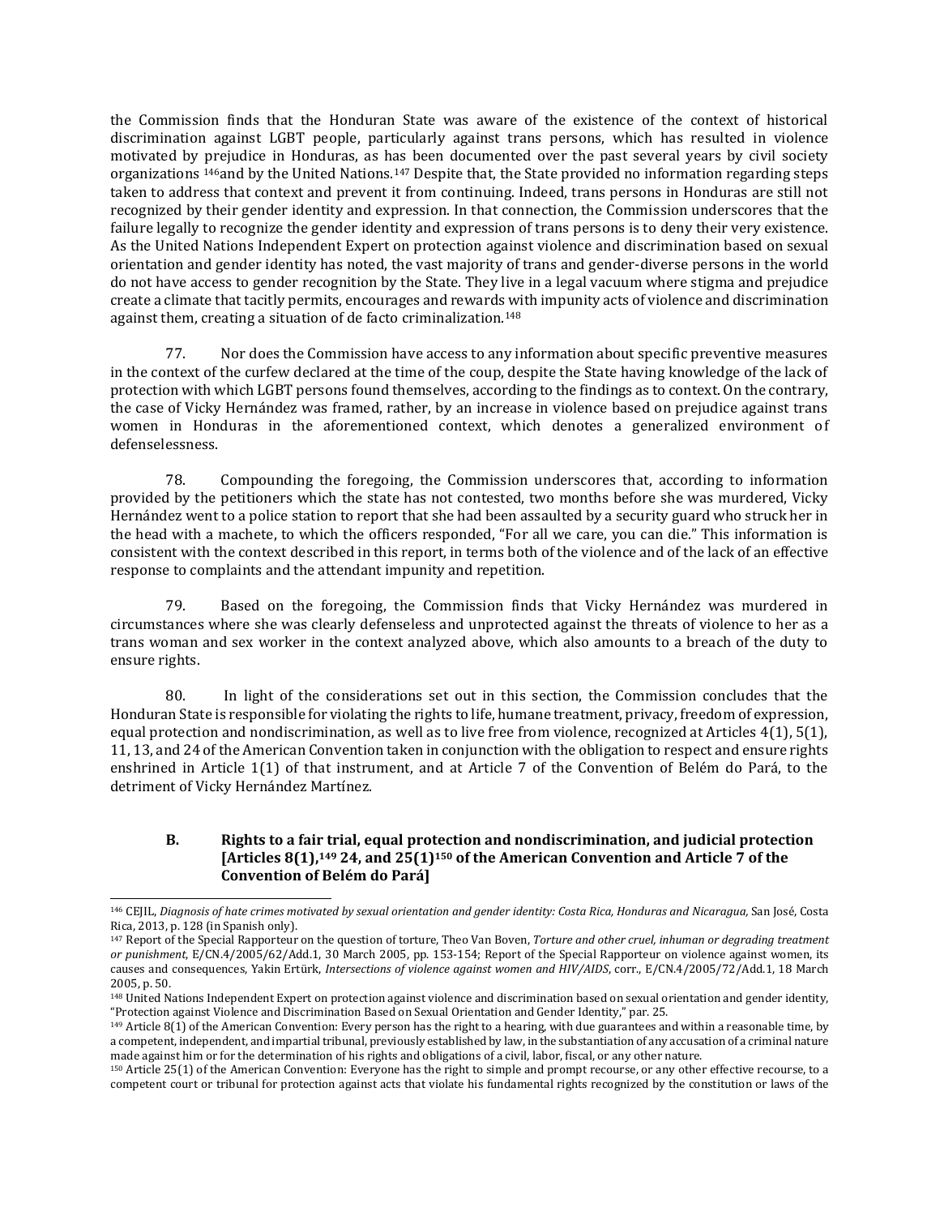the Commission finds that the Honduran State was aware of the existence of the context of historical discrimination against LGBT people, particularly against trans persons, which has resulted in violence motivated by prejudice in Honduras, as has been documented over the past several years by civil society organizations [146]and by the United Nations.[147] Despite that, the State provided no information regarding steps taken to address that context and prevent it from continuing. Indeed, trans persons in Honduras are still not recognized by their gender identity and expression. In that connection, the Commission underscores that the failure legally to recognize the gender identity and expression of trans persons is to deny their very existence. As the United Nations Independent Expert on protection against violence and discrimination based on sexual orientation and gender identity has noted, the vast majority of trans and gender-diverse persons in the world do not have access to gender recognition by the State. They live in a legal vacuum where stigma and prejudice create a climate that tacitly permits, encourages and rewards with impunity acts of violence and discrimination against them, creating a situation of de facto criminalization.[148]

77. Nor does the Commission have access to any information about specific preventive measures in the context of the curfew declared at the time of the coup, despite the State having knowledge of the lack of protection with which LGBT persons found themselves, according to the findings as to context. On the contrary, the case of Vicky Hernández was framed, rather, by an increase in violence based on prejudice against trans women in Honduras in the aforementioned context, which denotes a generalized environment of defenselessness.

78. Compounding the foregoing, the Commission underscores that, according to information provided by the petitioners which the state has not contested, two months before she was murdered, Vicky Hernández went to a police station to report that she had been assaulted by a security guard who struck her in the head with a machete, to which the officers responded, "For all we care, you can die." This information is consistent with the context described in this report, in terms both of the violence and of the lack of an effective response to complaints and the attendant impunity and repetition.

79. Based on the foregoing, the Commission finds that Vicky Hernández was murdered in circumstances where she was clearly defenseless and unprotected against the threats of violence to her as a trans woman and sex worker in the context analyzed above, which also amounts to a breach of the duty to ensure rights.

80. In light of the considerations set out in this section, the Commission concludes that the Honduran State is responsible for violating the rights to life, humane treatment, privacy, freedom of expression, equal protection and nondiscrimination, as well as to live free from violence, recognized at Articles 4(1), 5(1), 11, 13, and 24 of the American Convention taken in conjunction with the obligation to respect and ensure rights enshrined in Article 1(1) of that instrument, and at Article 7 of the Convention of Belém do Pará, to the detriment of Vicky Hernández Martínez.

### B. Rights to a fair trial, equal protection and nondiscrimination, and judicial protection [Articles 8(1),[149] 24, and 25(1)[150] of the American Convention and Article 7 of the Convention of Belém do Pará]

---

[146] CEJIL, *Diagnosis of hate crimes motivated by sexual orientation and gender identity: Costa Rica, Honduras and Nicaragua,* San José, Costa Rica, 2013, p. 128 (in Spanish only).

[147] Report of the Special Rapporteur on the question of torture, Theo Van Boven, *Torture and other cruel, inhuman or degrading treatment or punishment*, E/CN.4/2005/62/Add.1, 30 March 2005, pp. 153-154; Report of the Special Rapporteur on violence against women, its causes and consequences, Yakin Ertürk, *Intersections of violence against women and HIV/AIDS*, corr., E/CN.4/2005/72/Add.1, 18 March 2005, p. 50.

[148] United Nations Independent Expert on protection against violence and discrimination based on sexual orientation and gender identity, "Protection against Violence and Discrimination Based on Sexual Orientation and Gender Identity," par. 25.

[149] Article 8(1) of the American Convention: Every person has the right to a hearing, with due guarantees and within a reasonable time, by a competent, independent, and impartial tribunal, previously established by law, in the substantiation of any accusation of a criminal nature made against him or for the determination of his rights and obligations of a civil, labor, fiscal, or any other nature.

[150] Article 25(1) of the American Convention: Everyone has the right to simple and prompt recourse, or any other effective recourse, to a competent court or tribunal for protection against acts that violate his fundamental rights recognized by the constitution or laws of the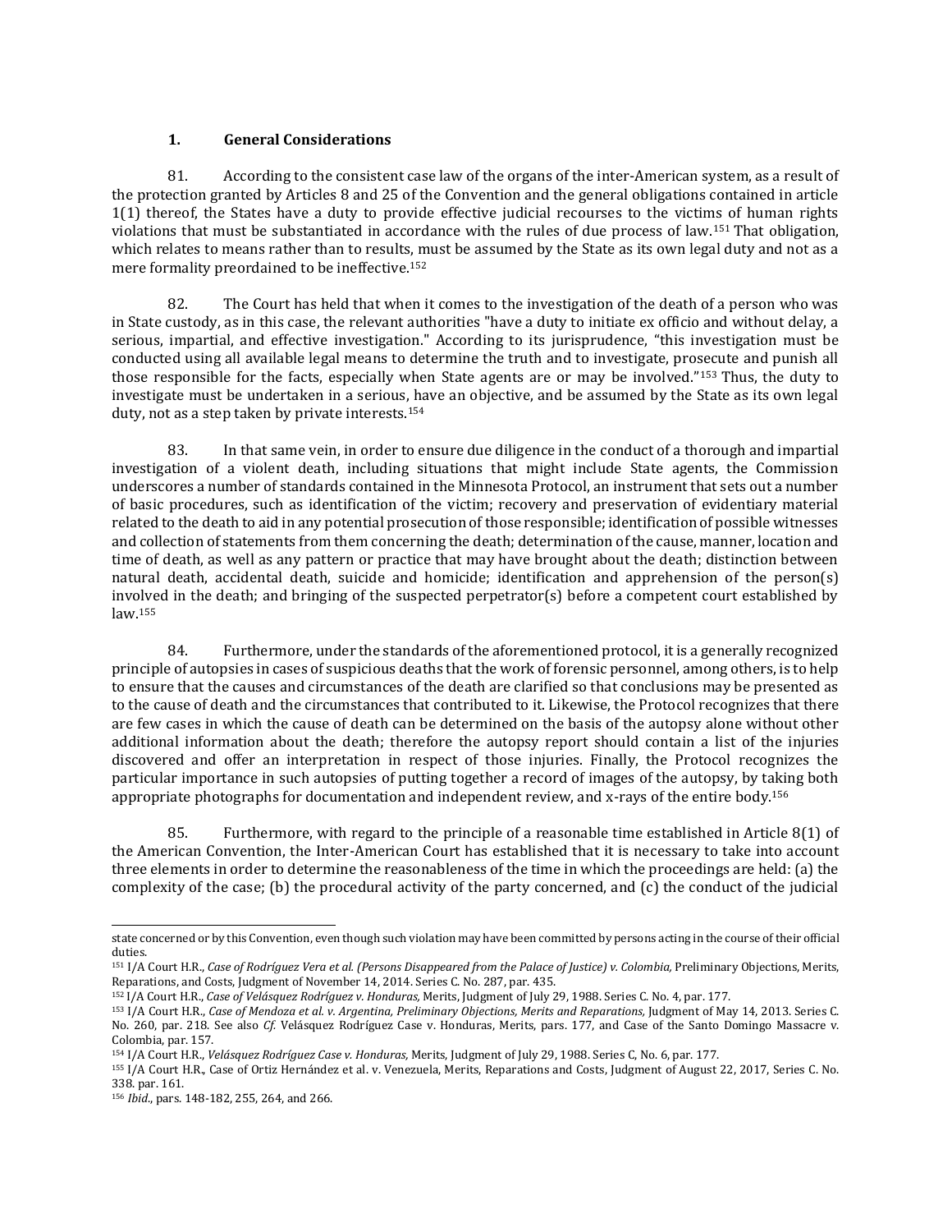### 1. General Considerations

81. According to the consistent case law of the organs of the inter-American system, as a result of the protection granted by Articles 8 and 25 of the Convention and the general obligations contained in article 1(1) thereof, the States have a duty to provide effective judicial recourses to the victims of human rights violations that must be substantiated in accordance with the rules of due process of law.[151] That obligation, which relates to means rather than to results, must be assumed by the State as its own legal duty and not as a mere formality preordained to be ineffective.[152]

82. The Court has held that when it comes to the investigation of the death of a person who was in State custody, as in this case, the relevant authorities "have a duty to initiate ex officio and without delay, a serious, impartial, and effective investigation." According to its jurisprudence, "this investigation must be conducted using all available legal means to determine the truth and to investigate, prosecute and punish all those responsible for the facts, especially when State agents are or may be involved."[153] Thus, the duty to investigate must be undertaken in a serious, have an objective, and be assumed by the State as its own legal duty, not as a step taken by private interests.[154]

83. In that same vein, in order to ensure due diligence in the conduct of a thorough and impartial investigation of a violent death, including situations that might include State agents, the Commission underscores a number of standards contained in the Minnesota Protocol, an instrument that sets out a number of basic procedures, such as identification of the victim; recovery and preservation of evidentiary material related to the death to aid in any potential prosecution of those responsible; identification of possible witnesses and collection of statements from them concerning the death; determination of the cause, manner, location and time of death, as well as any pattern or practice that may have brought about the death; distinction between natural death, accidental death, suicide and homicide; identification and apprehension of the person(s) involved in the death; and bringing of the suspected perpetrator(s) before a competent court established by law.[155]

84. Furthermore, under the standards of the aforementioned protocol, it is a generally recognized principle of autopsies in cases of suspicious deaths that the work of forensic personnel, among others, is to help to ensure that the causes and circumstances of the death are clarified so that conclusions may be presented as to the cause of death and the circumstances that contributed to it. Likewise, the Protocol recognizes that there are few cases in which the cause of death can be determined on the basis of the autopsy alone without other additional information about the death; therefore the autopsy report should contain a list of the injuries discovered and offer an interpretation in respect of those injuries. Finally, the Protocol recognizes the particular importance in such autopsies of putting together a record of images of the autopsy, by taking both appropriate photographs for documentation and independent review, and x-rays of the entire body.[156]

85. Furthermore, with regard to the principle of a reasonable time established in Article 8(1) of the American Convention, the Inter-American Court has established that it is necessary to take into account three elements in order to determine the reasonableness of the time in which the proceedings are held: (a) the complexity of the case; (b) the procedural activity of the party concerned, and (c) the conduct of the judicial

---

state concerned or by this Convention, even though such violation may have been committed by persons acting in the course of their official duties.

[151] I/A Court H.R., *Case of Rodríguez Vera et al. (Persons Disappeared from the Palace of Justice) v. Colombia,* Preliminary Objections, Merits, Reparations, and Costs, Judgment of November 14, 2014. Series C. No. 287, par. 435.

[152] I/A Court H.R., *Case of Velásquez Rodríguez v. Honduras,* Merits, Judgment of July 29, 1988. Series C. No. 4, par. 177.

[153] I/A Court H.R., *Case of Mendoza et al. v. Argentina, Preliminary Objections, Merits and Reparations,* Judgment of May 14, 2013. Series C. No. 260, par. 218. See also *Cf.* Velásquez Rodríguez Case v. Honduras, Merits, pars. 177, and Case of the Santo Domingo Massacre v. Colombia, par. 157.

[154] I/A Court H.R., *Velásquez Rodríguez Case v. Honduras,* Merits, Judgment of July 29, 1988. Series C, No. 6, par. 177.

[155] I/A Court H.R., Case of Ortiz Hernández et al. v. Venezuela, Merits, Reparations and Costs, Judgment of August 22, 2017, Series C. No. 338. par. 161.

[156] *Ibid*., pars. 148-182, 255, 264, and 266.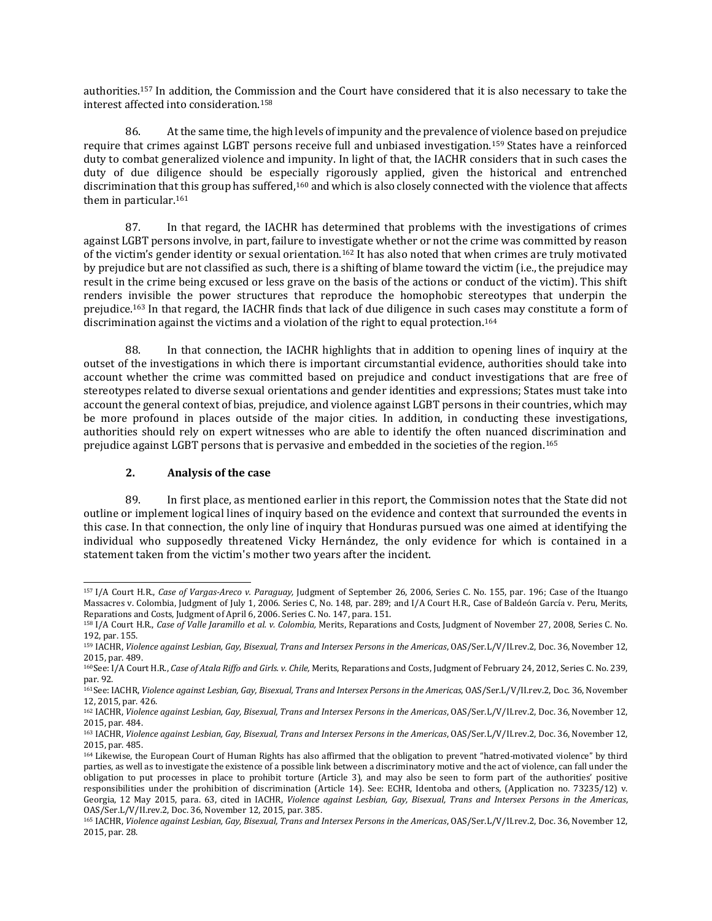authorities.[157] In addition, the Commission and the Court have considered that it is also necessary to take the interest affected into consideration.[158]

86. At the same time, the high levels of impunity and the prevalence of violence based on prejudice require that crimes against LGBT persons receive full and unbiased investigation.[159] States have a reinforced duty to combat generalized violence and impunity. In light of that, the IACHR considers that in such cases the duty of due diligence should be especially rigorously applied, given the historical and entrenched discrimination that this group has suffered,[160] and which is also closely connected with the violence that affects them in particular.[161]

87. In that regard, the IACHR has determined that problems with the investigations of crimes against LGBT persons involve, in part, failure to investigate whether or not the crime was committed by reason of the victim's gender identity or sexual orientation.[162] It has also noted that when crimes are truly motivated by prejudice but are not classified as such, there is a shifting of blame toward the victim (i.e., the prejudice may result in the crime being excused or less grave on the basis of the actions or conduct of the victim). This shift renders invisible the power structures that reproduce the homophobic stereotypes that underpin the prejudice.[163] In that regard, the IACHR finds that lack of due diligence in such cases may constitute a form of discrimination against the victims and a violation of the right to equal protection.[164]

88. In that connection, the IACHR highlights that in addition to opening lines of inquiry at the outset of the investigations in which there is important circumstantial evidence, authorities should take into account whether the crime was committed based on prejudice and conduct investigations that are free of stereotypes related to diverse sexual orientations and gender identities and expressions; States must take into account the general context of bias, prejudice, and violence against LGBT persons in their countries, which may be more profound in places outside of the major cities. In addition, in conducting these investigations, authorities should rely on expert witnesses who are able to identify the often nuanced discrimination and prejudice against LGBT persons that is pervasive and embedded in the societies of the region.[165]

### 2. Analysis of the case

89. In first place, as mentioned earlier in this report, the Commission notes that the State did not outline or implement logical lines of inquiry based on the evidence and context that surrounded the events in this case. In that connection, the only line of inquiry that Honduras pursued was one aimed at identifying the individual who supposedly threatened Vicky Hernández, the only evidence for which is contained in a statement taken from the victim's mother two years after the incident.

---

[157] I/A Court H.R., *Case of Vargas-Areco v. Paraguay,* Judgment of September 26, 2006, Series C. No. 155, par. 196; Case of the Ituango Massacres v. Colombia, Judgment of July 1, 2006. Series C, No. 148, par. 289; and I/A Court H.R., Case of Baldeón García v. Peru, Merits, Reparations and Costs, Judgment of April 6, 2006. Series C. No. 147, para. 151.

[158] I/A Court H.R., *Case of Valle Jaramillo et al. v. Colombia,* Merits, Reparations and Costs, Judgment of November 27, 2008, Series C. No. 192, par. 155.

[159] IACHR, *Violence against Lesbian, Gay, Bisexual, Trans and Intersex Persons in the Americas*, OAS/Ser.L/V/II.rev.2, Doc. 36, November 12, 2015, par. 489.

[160] See: I/A Court H.R., *Case of Atala Riffo and Girls. v. Chile,* Merits, Reparations and Costs, Judgment of February 24, 2012, Series C. No. 239, par. 92.

[161] See: IACHR, *Violence against Lesbian, Gay, Bisexual, Trans and Intersex Persons in the Americas*, OAS/Ser.L/V/II.rev.2, Doc. 36, November 12, 2015, par. 426.

[162] IACHR, *Violence against Lesbian, Gay, Bisexual, Trans and Intersex Persons in the Americas*, OAS/Ser.L/V/II.rev.2, Doc. 36, November 12, 2015, par. 484.

[163] IACHR, *Violence against Lesbian, Gay, Bisexual, Trans and Intersex Persons in the Americas*, OAS/Ser.L/V/II.rev.2, Doc. 36, November 12, 2015, par. 485.

[164] Likewise, the European Court of Human Rights has also affirmed that the obligation to prevent "hatred-motivated violence" by third parties, as well as to investigate the existence of a possible link between a discriminatory motive and the act of violence, can fall under the obligation to put processes in place to prohibit torture (Article 3), and may also be seen to form part of the authorities' positive responsibilities under the prohibition of discrimination (Article 14). See: ECHR, Identoba and others, (Application no. 73235/12) v. Georgia, 12 May 2015, para. 63, cited in IACHR, *Violence against Lesbian, Gay, Bisexual, Trans and Intersex Persons in the Americas*, OAS/Ser.L/V/II.rev.2, Doc. 36, November 12, 2015, par. 385.

[165] IACHR, *Violence against Lesbian, Gay, Bisexual, Trans and Intersex Persons in the Americas*, OAS/Ser.L/V/II.rev.2, Doc. 36, November 12, 2015, par. 28.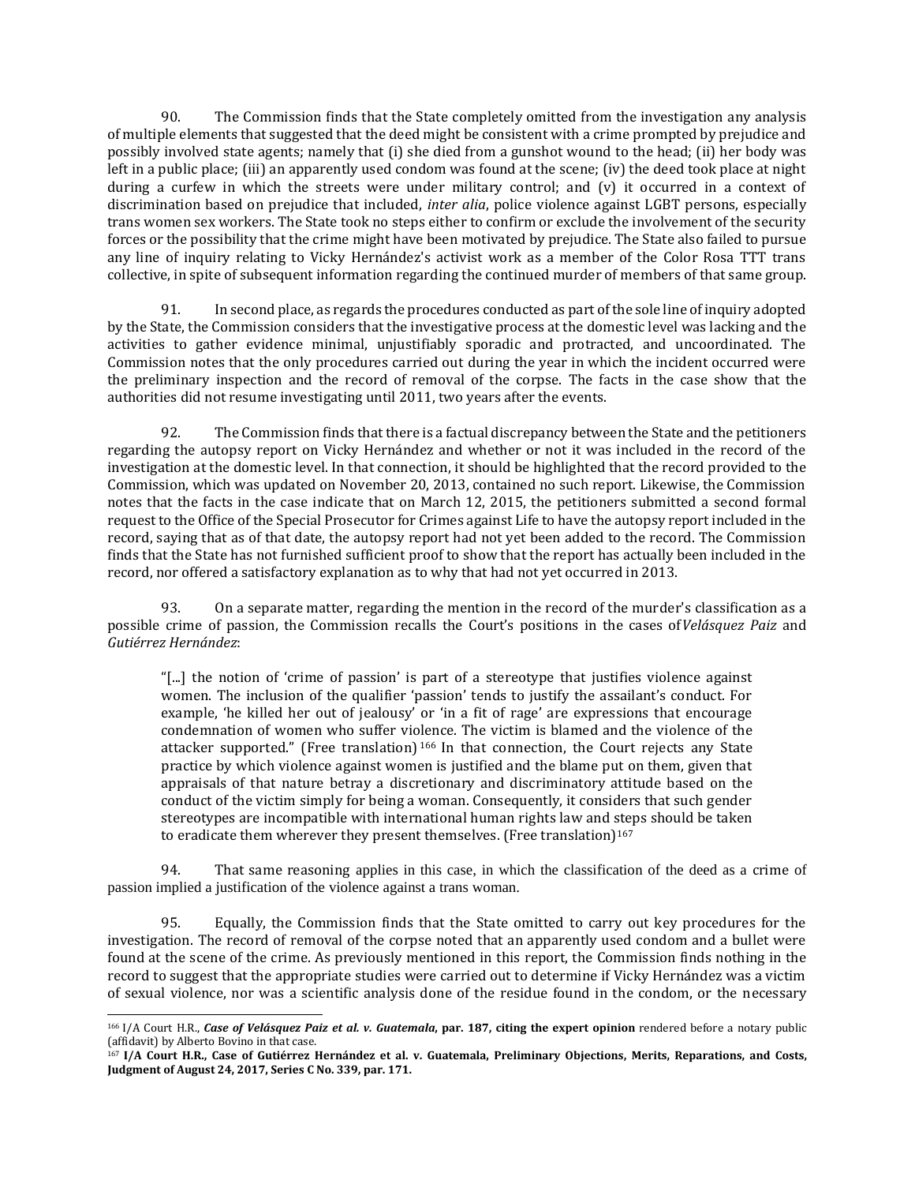90. The Commission finds that the State completely omitted from the investigation any analysis of multiple elements that suggested that the deed might be consistent with a crime prompted by prejudice and possibly involved state agents; namely that (i) she died from a gunshot wound to the head; (ii) her body was left in a public place; (iii) an apparently used condom was found at the scene; (iv) the deed took place at night during a curfew in which the streets were under military control; and (v) it occurred in a context of discrimination based on prejudice that included, *inter alia*, police violence against LGBT persons, especially trans women sex workers. The State took no steps either to confirm or exclude the involvement of the security forces or the possibility that the crime might have been motivated by prejudice. The State also failed to pursue any line of inquiry relating to Vicky Hernández's activist work as a member of the Color Rosa TTT trans collective, in spite of subsequent information regarding the continued murder of members of that same group.

91. In second place, as regards the procedures conducted as part of the sole line of inquiry adopted by the State, the Commission considers that the investigative process at the domestic level was lacking and the activities to gather evidence minimal, unjustifiably sporadic and protracted, and uncoordinated. The Commission notes that the only procedures carried out during the year in which the incident occurred were the preliminary inspection and the record of removal of the corpse. The facts in the case show that the authorities did not resume investigating until 2011, two years after the events.

92. The Commission finds that there is a factual discrepancy between the State and the petitioners regarding the autopsy report on Vicky Hernández and whether or not it was included in the record of the investigation at the domestic level. In that connection, it should be highlighted that the record provided to the Commission, which was updated on November 20, 2013, contained no such report. Likewise, the Commission notes that the facts in the case indicate that on March 12, 2015, the petitioners submitted a second formal request to the Office of the Special Prosecutor for Crimes against Life to have the autopsy report included in the record, saying that as of that date, the autopsy report had not yet been added to the record. The Commission finds that the State has not furnished sufficient proof to show that the report has actually been included in the record, nor offered a satisfactory explanation as to why that had not yet occurred in 2013.

93. On a separate matter, regarding the mention in the record of the murder's classification as a possible crime of passion, the Commission recalls the Court's positions in the cases of *Velásquez Paiz* and *Gutiérrez Hernández*:

> "[...] the notion of 'crime of passion' is part of a stereotype that justifies violence against women. The inclusion of the qualifier 'passion' tends to justify the assailant's conduct. For example, 'he killed her out of jealousy' or 'in a fit of rage' are expressions that encourage condemnation of women who suffer violence. The victim is blamed and the violence of the attacker supported." (Free translation)[166] In that connection, the Court rejects any State practice by which violence against women is justified and the blame put on them, given that appraisals of that nature betray a discretionary and discriminatory attitude based on the conduct of the victim simply for being a woman. Consequently, it considers that such gender stereotypes are incompatible with international human rights law and steps should be taken to eradicate them wherever they present themselves. (Free translation)[167]

94. That same reasoning applies in this case, in which the classification of the deed as a crime of passion implied a justification of the violence against a trans woman.

95. Equally, the Commission finds that the State omitted to carry out key procedures for the investigation. The record of removal of the corpse noted that an apparently used condom and a bullet were found at the scene of the crime. As previously mentioned in this report, the Commission finds nothing in the record to suggest that the appropriate studies were carried out to determine if Vicky Hernández was a victim of sexual violence, nor was a scientific analysis done of the residue found in the condom, or the necessary

---

[166] I/A Court H.R., ***Case of Velásquez Paiz et al. v. Guatemala*, par. 187, citing the expert opinion** rendered before a notary public (affidavit) by Alberto Bovino in that case.

[167] **I/A Court H.R., Case of Gutiérrez Hernández et al. v. Guatemala, Preliminary Objections, Merits, Reparations, and Costs, Judgment of August 24, 2017, Series C No. 339, par. 171.**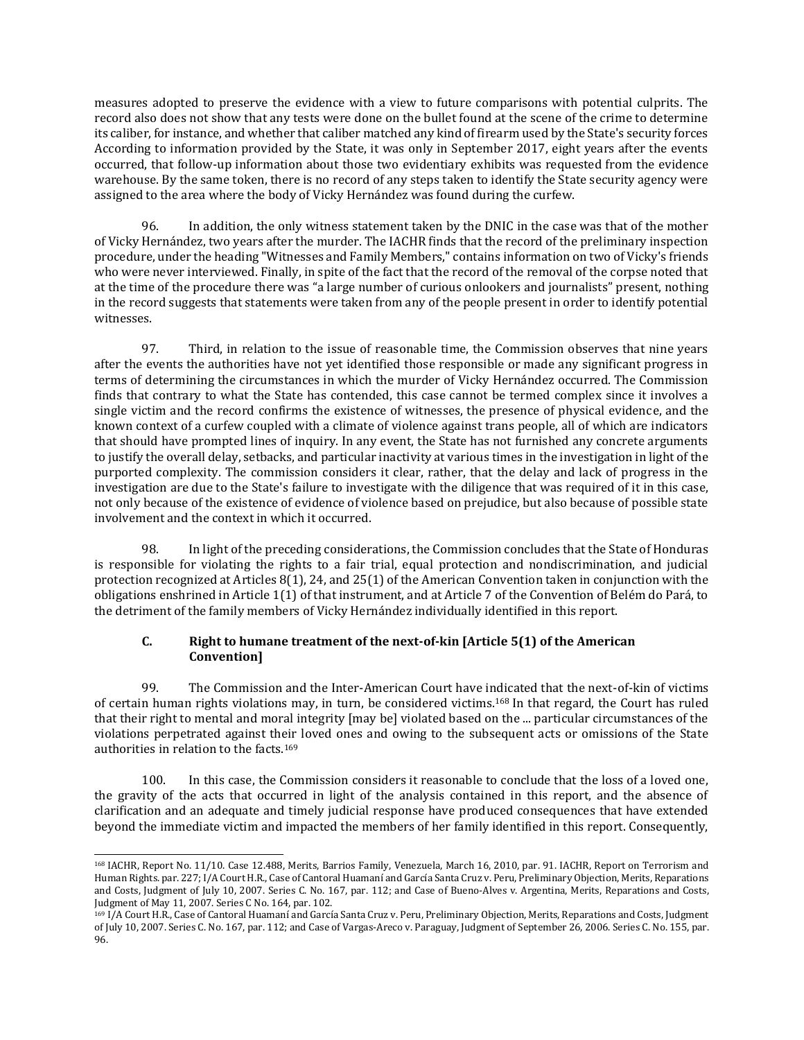measures adopted to preserve the evidence with a view to future comparisons with potential culprits. The record also does not show that any tests were done on the bullet found at the scene of the crime to determine its caliber, for instance, and whether that caliber matched any kind of firearm used by the State's security forces According to information provided by the State, it was only in September 2017, eight years after the events occurred, that follow-up information about those two evidentiary exhibits was requested from the evidence warehouse. By the same token, there is no record of any steps taken to identify the State security agency were assigned to the area where the body of Vicky Hernández was found during the curfew.

96. In addition, the only witness statement taken by the DNIC in the case was that of the mother of Vicky Hernández, two years after the murder. The IACHR finds that the record of the preliminary inspection procedure, under the heading "Witnesses and Family Members," contains information on two of Vicky's friends who were never interviewed. Finally, in spite of the fact that the record of the removal of the corpse noted that at the time of the procedure there was "a large number of curious onlookers and journalists" present, nothing in the record suggests that statements were taken from any of the people present in order to identify potential witnesses.

97. Third, in relation to the issue of reasonable time, the Commission observes that nine years after the events the authorities have not yet identified those responsible or made any significant progress in terms of determining the circumstances in which the murder of Vicky Hernández occurred. The Commission finds that contrary to what the State has contended, this case cannot be termed complex since it involves a single victim and the record confirms the existence of witnesses, the presence of physical evidence, and the known context of a curfew coupled with a climate of violence against trans people, all of which are indicators that should have prompted lines of inquiry. In any event, the State has not furnished any concrete arguments to justify the overall delay, setbacks, and particular inactivity at various times in the investigation in light of the purported complexity. The commission considers it clear, rather, that the delay and lack of progress in the investigation are due to the State's failure to investigate with the diligence that was required of it in this case, not only because of the existence of evidence of violence based on prejudice, but also because of possible state involvement and the context in which it occurred.

98. In light of the preceding considerations, the Commission concludes that the State of Honduras is responsible for violating the rights to a fair trial, equal protection and nondiscrimination, and judicial protection recognized at Articles 8(1), 24, and 25(1) of the American Convention taken in conjunction with the obligations enshrined in Article 1(1) of that instrument, and at Article 7 of the Convention of Belém do Pará, to the detriment of the family members of Vicky Hernández individually identified in this report.

### C. Right to humane treatment of the next-of-kin [Article 5(1) of the American Convention]

99. The Commission and the Inter-American Court have indicated that the next-of-kin of victims of certain human rights violations may, in turn, be considered victims.[168] In that regard, the Court has ruled that their right to mental and moral integrity [may be] violated based on the ... particular circumstances of the violations perpetrated against their loved ones and owing to the subsequent acts or omissions of the State authorities in relation to the facts.[169]

100. In this case, the Commission considers it reasonable to conclude that the loss of a loved one, the gravity of the acts that occurred in light of the analysis contained in this report, and the absence of clarification and an adequate and timely judicial response have produced consequences that have extended beyond the immediate victim and impacted the members of her family identified in this report. Consequently,

---

[168] IACHR, Report No. 11/10. Case 12.488, Merits, Barrios Family, Venezuela, March 16, 2010, par. 91. IACHR, Report on Terrorism and Human Rights. par. 227; I/A Court H.R., Case of Cantoral Huamaní and García Santa Cruz v. Peru, Preliminary Objection, Merits, Reparations and Costs, Judgment of July 10, 2007. Series C. No. 167, par. 112; and Case of Bueno-Alves v. Argentina, Merits, Reparations and Costs, Judgment of May 11, 2007. Series C No. 164, par. 102.

[169] I/A Court H.R., Case of Cantoral Huamaní and García Santa Cruz v. Peru, Preliminary Objection, Merits, Reparations and Costs, Judgment of July 10, 2007. Series C. No. 167, par. 112; and Case of Vargas-Areco v. Paraguay, Judgment of September 26, 2006. Series C. No. 155, par. 96.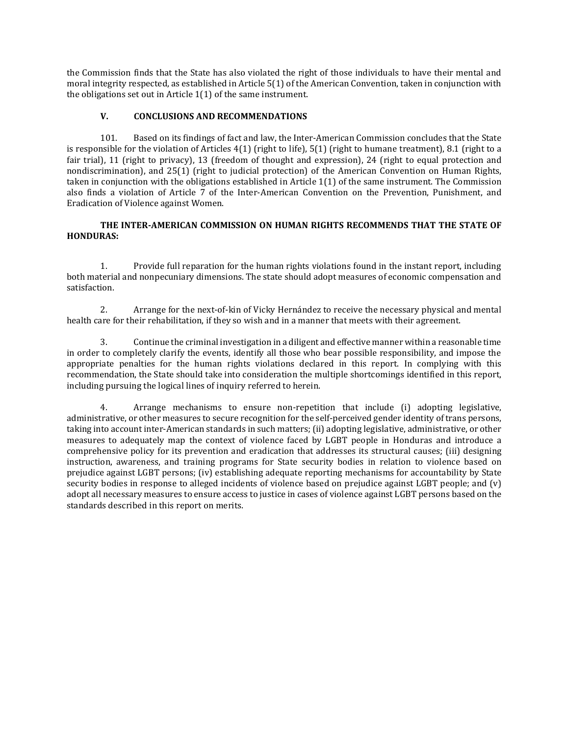the Commission finds that the State has also violated the right of those individuals to have their mental and moral integrity respected, as established in Article 5(1) of the American Convention, taken in conjunction with the obligations set out in Article 1(1) of the same instrument.

## V. CONCLUSIONS AND RECOMMENDATIONS

101. Based on its findings of fact and law, the Inter-American Commission concludes that the State is responsible for the violation of Articles 4(1) (right to life), 5(1) (right to humane treatment), 8.1 (right to a fair trial), 11 (right to privacy), 13 (freedom of thought and expression), 24 (right to equal protection and nondiscrimination), and 25(1) (right to judicial protection) of the American Convention on Human Rights, taken in conjunction with the obligations established in Article 1(1) of the same instrument. The Commission also finds a violation of Article 7 of the Inter-American Convention on the Prevention, Punishment, and Eradication of Violence against Women.

**THE INTER-AMERICAN COMMISSION ON HUMAN RIGHTS RECOMMENDS THAT THE STATE OF HONDURAS:**

1. Provide full reparation for the human rights violations found in the instant report, including both material and nonpecuniary dimensions. The state should adopt measures of economic compensation and satisfaction.

2. Arrange for the next-of-kin of Vicky Hernández to receive the necessary physical and mental health care for their rehabilitation, if they so wish and in a manner that meets with their agreement.

3. Continue the criminal investigation in a diligent and effective manner within a reasonable time in order to completely clarify the events, identify all those who bear possible responsibility, and impose the appropriate penalties for the human rights violations declared in this report. In complying with this recommendation, the State should take into consideration the multiple shortcomings identified in this report, including pursuing the logical lines of inquiry referred to herein.

4. Arrange mechanisms to ensure non-repetition that include (i) adopting legislative, administrative, or other measures to secure recognition for the self-perceived gender identity of trans persons, taking into account inter-American standards in such matters; (ii) adopting legislative, administrative, or other measures to adequately map the context of violence faced by LGBT people in Honduras and introduce a comprehensive policy for its prevention and eradication that addresses its structural causes; (iii) designing instruction, awareness, and training programs for State security bodies in relation to violence based on prejudice against LGBT persons; (iv) establishing adequate reporting mechanisms for accountability by State security bodies in response to alleged incidents of violence based on prejudice against LGBT people; and (v) adopt all necessary measures to ensure access to justice in cases of violence against LGBT persons based on the standards described in this report on merits.